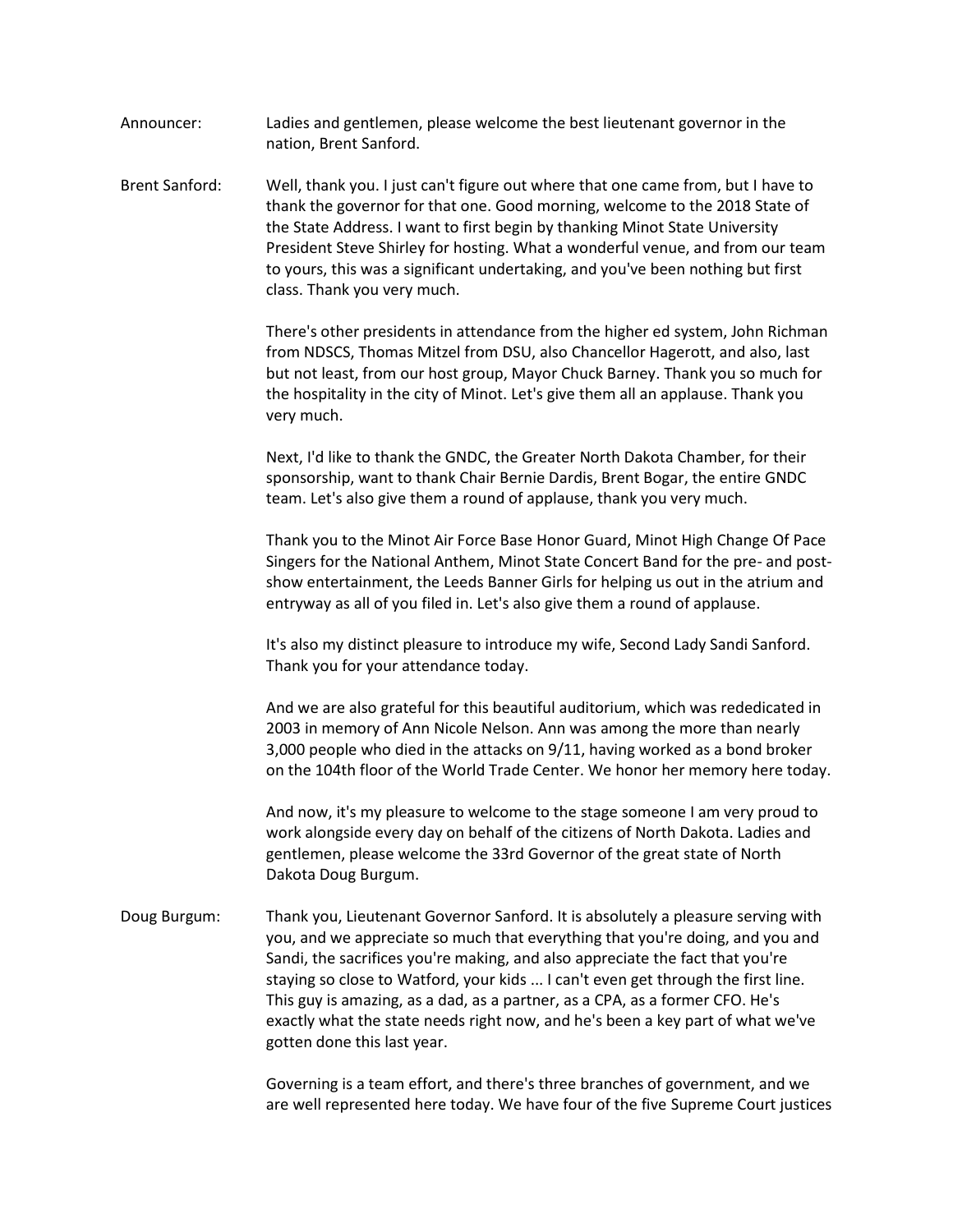Announcer: Ladies and gentlemen, please welcome the best lieutenant governor in the nation, Brent Sanford.

Brent Sanford: Well, thank you. I just can't figure out where that one came from, but I have to thank the governor for that one. Good morning, welcome to the 2018 State of the State Address. I want to first begin by thanking Minot State University President Steve Shirley for hosting. What a wonderful venue, and from our team to yours, this was a significant undertaking, and you've been nothing but first class. Thank you very much.

There's other presidents in attendance from the higher ed system, John Richman from NDSCS, Thomas Mitzel from DSU, also Chancellor Hagerott, and also, last but not least, from our host group, Mayor Chuck Barney. Thank you so much for the hospitality in the city of Minot. Let's give them all an applause. Thank you very much.

Next, I'd like to thank the GNDC, the Greater North Dakota Chamber, for their sponsorship, want to thank Chair Bernie Dardis, Brent Bogar, the entire GNDC team. Let's also give them a round of applause, thank you very much.

Thank you to the Minot Air Force Base Honor Guard, Minot High Change Of Pace Singers for the National Anthem, Minot State Concert Band for the pre- and post-show entertainment, the Leeds Banner Girls for helping us out in the atrium and entryway as all of you filed in. Let's also give them a round of applause.

It's also my distinct pleasure to introduce my wife, Second Lady Sandi Sanford. Thank you for your attendance today.

And we are also grateful for this beautiful auditorium, which was rededicated in 2003 in memory of Ann Nicole Nelson. Ann was among the more than nearly 3,000 people who died in the attacks on 9/11, having worked as a bond broker on the 104th floor of the World Trade Center. We honor her memory here today.

And now, it's my pleasure to welcome to the stage someone I am very proud to work alongside every day on behalf of the citizens of North Dakota. Ladies and gentlemen, please welcome the 33rd Governor of the great state of North Dakota Doug Burgum.

Doug Burgum: Thank you, Lieutenant Governor Sanford. It is absolutely a pleasure serving with you, and we appreciate so much that everything that you're doing, and you and Sandi, the sacrifices you're making, and also appreciate the fact that you're staying so close to Watford, your kids ... I can't even get through the first line. This guy is amazing, as a dad, as a partner, as a CPA, as a former CFO. He's exactly what the state needs right now, and he's been a key part of what we've gotten done this last year.

Governing is a team effort, and there's three branches of government, and we are well represented here today. We have four of the five Supreme Court justices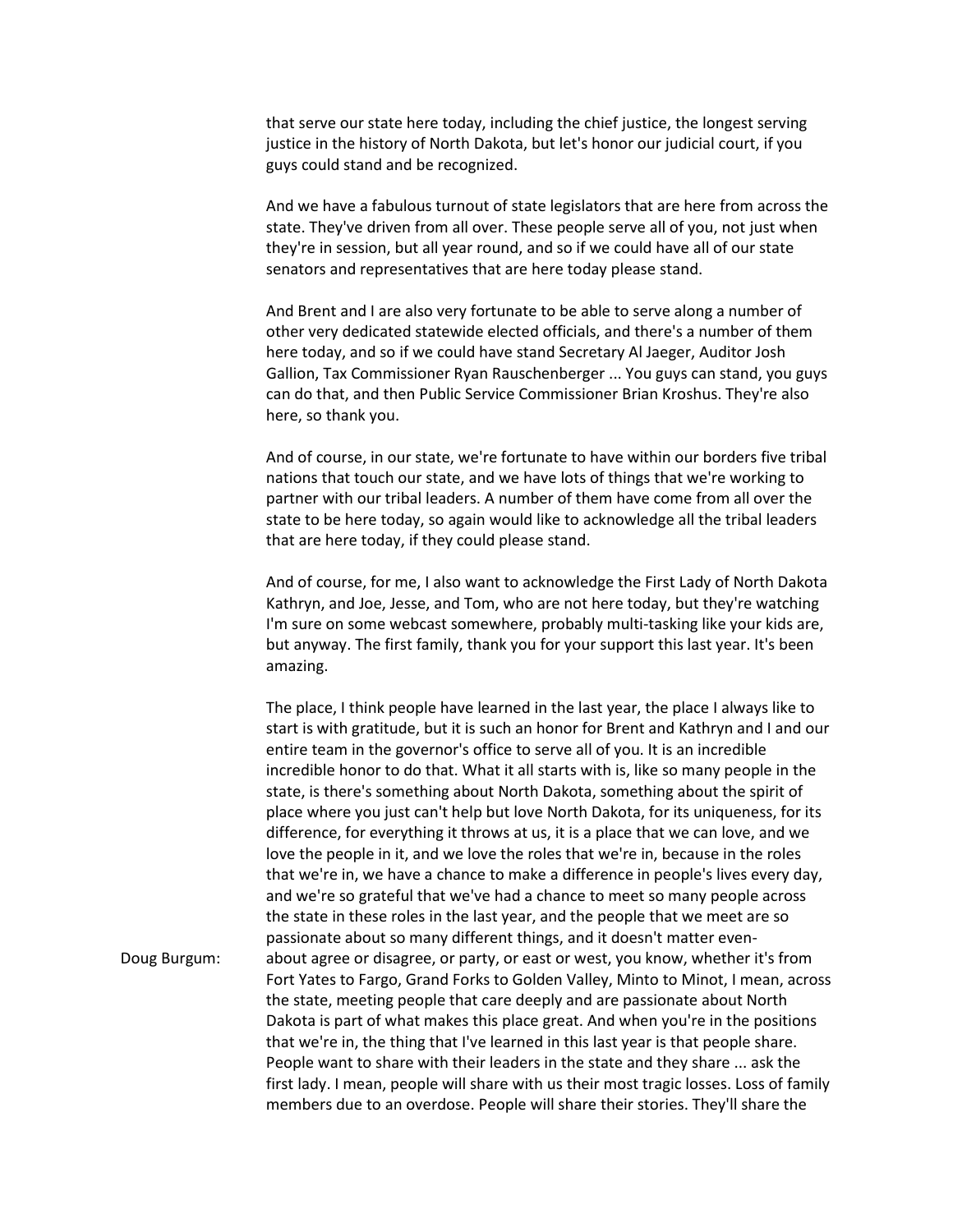that serve our state here today, including the chief justice, the longest serving justice in the history of North Dakota, but let's honor our judicial court, if you guys could stand and be recognized.

And we have a fabulous turnout of state legislators that are here from across the state. They've driven from all over. These people serve all of you, not just when they're in session, but all year round, and so if we could have all of our state senators and representatives that are here today please stand.

And Brent and I are also very fortunate to be able to serve along a number of other very dedicated statewide elected officials, and there's a number of them here today, and so if we could have stand Secretary Al Jaeger, Auditor Josh Gallion, Tax Commissioner Ryan Rauschenberger ... You guys can stand, you guys can do that, and then Public Service Commissioner Brian Kroshus. They're also here, so thank you.

And of course, in our state, we're fortunate to have within our borders five tribal nations that touch our state, and we have lots of things that we're working to partner with our tribal leaders. A number of them have come from all over the state to be here today, so again would like to acknowledge all the tribal leaders that are here today, if they could please stand.

And of course, for me, I also want to acknowledge the First Lady of North Dakota Kathryn, and Joe, Jesse, and Tom, who are not here today, but they're watching I'm sure on some webcast somewhere, probably multi-tasking like your kids are, but anyway. The first family, thank you for your support this last year. It's been amazing.

The place, I think people have learned in the last year, the place I always like to start is with gratitude, but it is such an honor for Brent and Kathryn and I and our entire team in the governor's office to serve all of you. It is an incredible incredible honor to do that. What it all starts with is, like so many people in the state, is there's something about North Dakota, something about the spirit of place where you just can't help but love North Dakota, for its uniqueness, for its difference, for everything it throws at us, it is a place that we can love, and we love the people in it, and we love the roles that we're in, because in the roles that we're in, we have a chance to make a difference in people's lives every day, and we're so grateful that we've had a chance to meet so many people across the state in these roles in the last year, and the people that we meet are so passionate about so many different things, and it doesn't matter even-

Doug Burgum: about agree or disagree, or party, or east or west, you know, whether it's from Fort Yates to Fargo, Grand Forks to Golden Valley, Minto to Minot, I mean, across the state, meeting people that care deeply and are passionate about North Dakota is part of what makes this place great. And when you're in the positions that we're in, the thing that I've learned in this last year is that people share. People want to share with their leaders in the state and they share ... ask the first lady. I mean, people will share with us their most tragic losses. Loss of family members due to an overdose. People will share their stories. They'll share the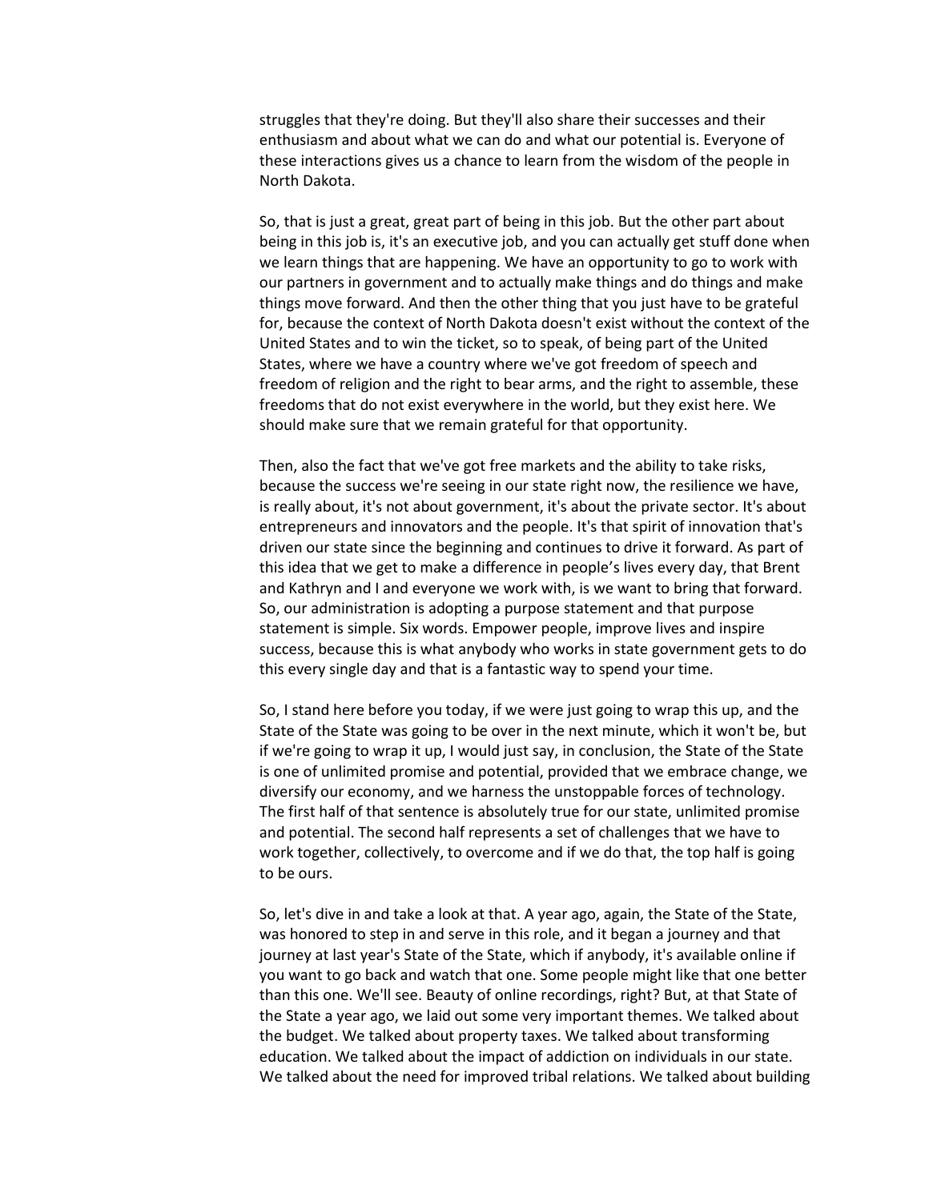struggles that they're doing. But they'll also share their successes and their enthusiasm and about what we can do and what our potential is. Everyone of these interactions gives us a chance to learn from the wisdom of the people in North Dakota.

So, that is just a great, great part of being in this job. But the other part about being in this job is, it's an executive job, and you can actually get stuff done when we learn things that are happening. We have an opportunity to go to work with our partners in government and to actually make things and do things and make things move forward. And then the other thing that you just have to be grateful for, because the context of North Dakota doesn't exist without the context of the United States and to win the ticket, so to speak, of being part of the United States, where we have a country where we've got freedom of speech and freedom of religion and the right to bear arms, and the right to assemble, these freedoms that do not exist everywhere in the world, but they exist here. We should make sure that we remain grateful for that opportunity.

Then, also the fact that we've got free markets and the ability to take risks, because the success we're seeing in our state right now, the resilience we have, is really about, it's not about government, it's about the private sector. It's about entrepreneurs and innovators and the people. It's that spirit of innovation that's driven our state since the beginning and continues to drive it forward. As part of this idea that we get to make a difference in people's lives every day, that Brent and Kathryn and I and everyone we work with, is we want to bring that forward. So, our administration is adopting a purpose statement and that purpose statement is simple. Six words. Empower people, improve lives and inspire success, because this is what anybody who works in state government gets to do this every single day and that is a fantastic way to spend your time.

So, I stand here before you today, if we were just going to wrap this up, and the State of the State was going to be over in the next minute, which it won't be, but if we're going to wrap it up, I would just say, in conclusion, the State of the State is one of unlimited promise and potential, provided that we embrace change, we diversify our economy, and we harness the unstoppable forces of technology. The first half of that sentence is absolutely true for our state, unlimited promise and potential. The second half represents a set of challenges that we have to work together, collectively, to overcome and if we do that, the top half is going to be ours.

So, let's dive in and take a look at that. A year ago, again, the State of the State, was honored to step in and serve in this role, and it began a journey and that journey at last year's State of the State, which if anybody, it's available online if you want to go back and watch that one. Some people might like that one better than this one. We'll see. Beauty of online recordings, right? But, at that State of the State a year ago, we laid out some very important themes. We talked about the budget. We talked about property taxes. We talked about transforming education. We talked about the impact of addiction on individuals in our state. We talked about the need for improved tribal relations. We talked about building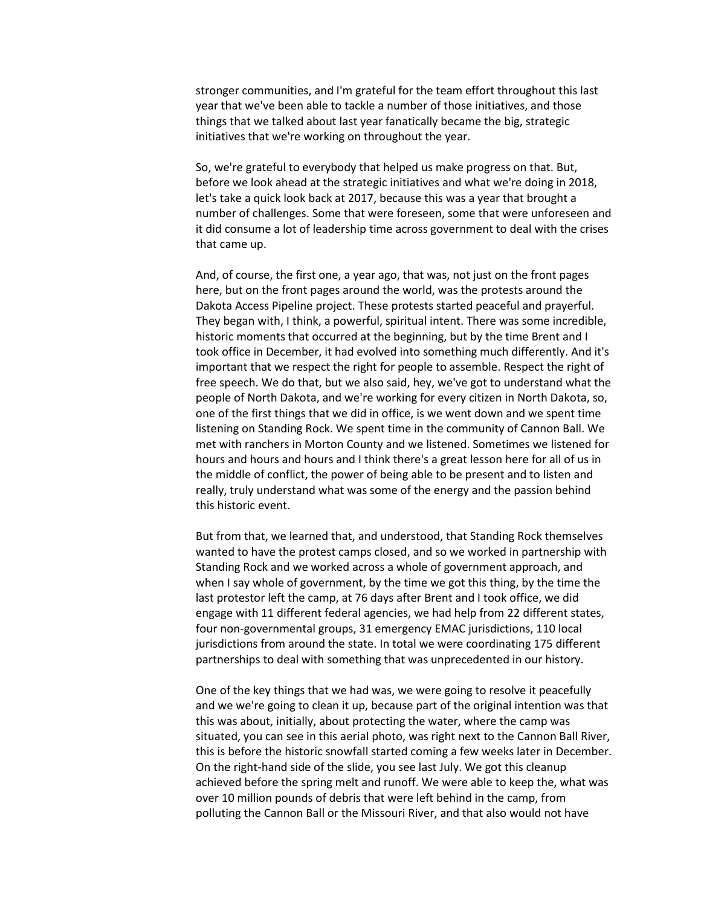stronger communities, and I'm grateful for the team effort throughout this last year that we've been able to tackle a number of those initiatives, and those things that we talked about last year fanatically became the big, strategic initiatives that we're working on throughout the year.

So, we're grateful to everybody that helped us make progress on that. But, before we look ahead at the strategic initiatives and what we're doing in 2018, let's take a quick look back at 2017, because this was a year that brought a number of challenges. Some that were foreseen, some that were unforeseen and it did consume a lot of leadership time across government to deal with the crises that came up.

And, of course, the first one, a year ago, that was, not just on the front pages here, but on the front pages around the world, was the protests around the Dakota Access Pipeline project. These protests started peaceful and prayerful. They began with, I think, a powerful, spiritual intent. There was some incredible, historic moments that occurred at the beginning, but by the time Brent and I took office in December, it had evolved into something much differently. And it's important that we respect the right for people to assemble. Respect the right of free speech. We do that, but we also said, hey, we've got to understand what the people of North Dakota, and we're working for every citizen in North Dakota, so, one of the first things that we did in office, is we went down and we spent time listening on Standing Rock. We spent time in the community of Cannon Ball. We met with ranchers in Morton County and we listened. Sometimes we listened for hours and hours and hours and I think there's a great lesson here for all of us in the middle of conflict, the power of being able to be present and to listen and really, truly understand what was some of the energy and the passion behind this historic event.

But from that, we learned that, and understood, that Standing Rock themselves wanted to have the protest camps closed, and so we worked in partnership with Standing Rock and we worked across a whole of government approach, and when I say whole of government, by the time we got this thing, by the time the last protestor left the camp, at 76 days after Brent and I took office, we did engage with 11 different federal agencies, we had help from 22 different states, four non-governmental groups, 31 emergency EMAC jurisdictions, 110 local jurisdictions from around the state. In total we were coordinating 175 different partnerships to deal with something that was unprecedented in our history.

One of the key things that we had was, we were going to resolve it peacefully and we we're going to clean it up, because part of the original intention was that this was about, initially, about protecting the water, where the camp was situated, you can see in this aerial photo, was right next to the Cannon Ball River, this is before the historic snowfall started coming a few weeks later in December. On the right-hand side of the slide, you see last July. We got this cleanup achieved before the spring melt and runoff. We were able to keep the, what was over 10 million pounds of debris that were left behind in the camp, from polluting the Cannon Ball or the Missouri River, and that also would not have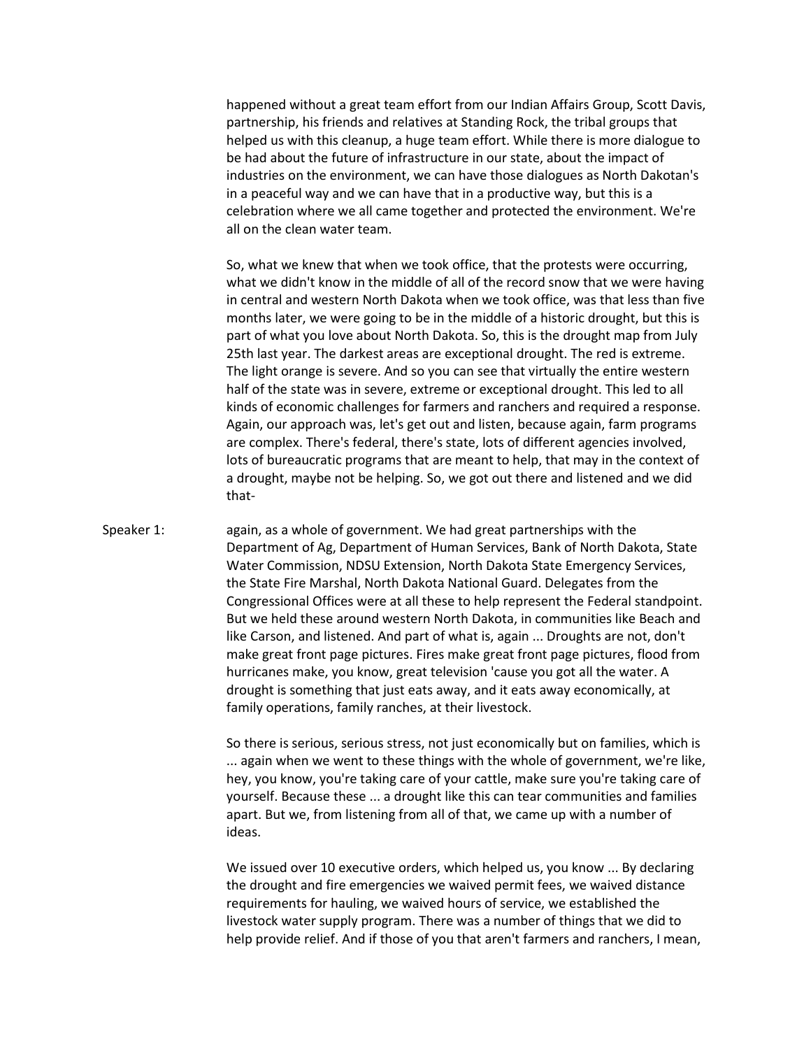happened without a great team effort from our Indian Affairs Group, Scott Davis, partnership, his friends and relatives at Standing Rock, the tribal groups that helped us with this cleanup, a huge team effort. While there is more dialogue to be had about the future of infrastructure in our state, about the impact of industries on the environment, we can have those dialogues as North Dakotan's in a peaceful way and we can have that in a productive way, but this is a celebration where we all came together and protected the environment. We're all on the clean water team.

So, what we knew that when we took office, that the protests were occurring, what we didn't know in the middle of all of the record snow that we were having in central and western North Dakota when we took office, was that less than five months later, we were going to be in the middle of a historic drought, but this is part of what you love about North Dakota. So, this is the drought map from July 25th last year. The darkest areas are exceptional drought. The red is extreme. The light orange is severe. And so you can see that virtually the entire western half of the state was in severe, extreme or exceptional drought. This led to all kinds of economic challenges for farmers and ranchers and required a response. Again, our approach was, let's get out and listen, because again, farm programs are complex. There's federal, there's state, lots of different agencies involved, lots of bureaucratic programs that are meant to help, that may in the context of a drought, maybe not be helping. So, we got out there and listened and we did that-

Speaker 1: again, as a whole of government. We had great partnerships with the Department of Ag, Department of Human Services, Bank of North Dakota, State Water Commission, NDSU Extension, North Dakota State Emergency Services, the State Fire Marshal, North Dakota National Guard. Delegates from the Congressional Offices were at all these to help represent the Federal standpoint. But we held these around western North Dakota, in communities like Beach and like Carson, and listened. And part of what is, again ... Droughts are not, don't make great front page pictures. Fires make great front page pictures, flood from hurricanes make, you know, great television 'cause you got all the water. A drought is something that just eats away, and it eats away economically, at family operations, family ranches, at their livestock.

So there is serious, serious stress, not just economically but on families, which is ... again when we went to these things with the whole of government, we're like, hey, you know, you're taking care of your cattle, make sure you're taking care of yourself. Because these ... a drought like this can tear communities and families apart. But we, from listening from all of that, we came up with a number of ideas.

We issued over 10 executive orders, which helped us, you know ... By declaring the drought and fire emergencies we waived permit fees, we waived distance requirements for hauling, we waived hours of service, we established the livestock water supply program. There was a number of things that we did to help provide relief. And if those of you that aren't farmers and ranchers, I mean,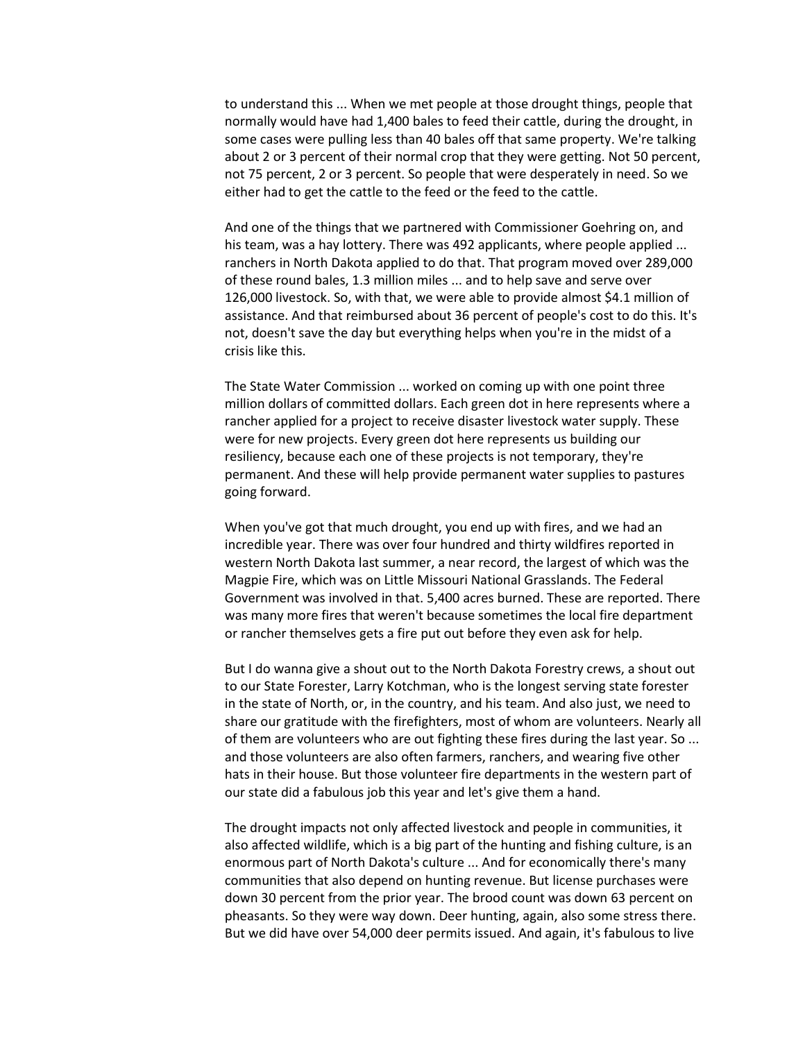to understand this ... When we met people at those drought things, people that normally would have had 1,400 bales to feed their cattle, during the drought, in some cases were pulling less than 40 bales off that same property. We're talking about 2 or 3 percent of their normal crop that they were getting. Not 50 percent, not 75 percent, 2 or 3 percent. So people that were desperately in need. So we either had to get the cattle to the feed or the feed to the cattle.

And one of the things that we partnered with Commissioner Goehring on, and his team, was a hay lottery. There was 492 applicants, where people applied ... ranchers in North Dakota applied to do that. That program moved over 289,000 of these round bales, 1.3 million miles ... and to help save and serve over 126,000 livestock. So, with that, we were able to provide almost $4.1 million of assistance. And that reimbursed about 36 percent of people's cost to do this. It's not, doesn't save the day but everything helps when you're in the midst of a crisis like this.

The State Water Commission ... worked on coming up with one point three million dollars of committed dollars. Each green dot in here represents where a rancher applied for a project to receive disaster livestock water supply. These were for new projects. Every green dot here represents us building our resiliency, because each one of these projects is not temporary, they're permanent. And these will help provide permanent water supplies to pastures going forward.

When you've got that much drought, you end up with fires, and we had an incredible year. There was over four hundred and thirty wildfires reported in western North Dakota last summer, a near record, the largest of which was the Magpie Fire, which was on Little Missouri National Grasslands. The Federal Government was involved in that. 5,400 acres burned. These are reported. There was many more fires that weren't because sometimes the local fire department or rancher themselves gets a fire put out before they even ask for help.

But I do wanna give a shout out to the North Dakota Forestry crews, a shout out to our State Forester, Larry Kotchman, who is the longest serving state forester in the state of North, or, in the country, and his team. And also just, we need to share our gratitude with the firefighters, most of whom are volunteers. Nearly all of them are volunteers who are out fighting these fires during the last year. So ... and those volunteers are also often farmers, ranchers, and wearing five other hats in their house. But those volunteer fire departments in the western part of our state did a fabulous job this year and let's give them a hand.

The drought impacts not only affected livestock and people in communities, it also affected wildlife, which is a big part of the hunting and fishing culture, is an enormous part of North Dakota's culture ... And for economically there's many communities that also depend on hunting revenue. But license purchases were down 30 percent from the prior year. The brood count was down 63 percent on pheasants. So they were way down. Deer hunting, again, also some stress there. But we did have over 54,000 deer permits issued. And again, it's fabulous to live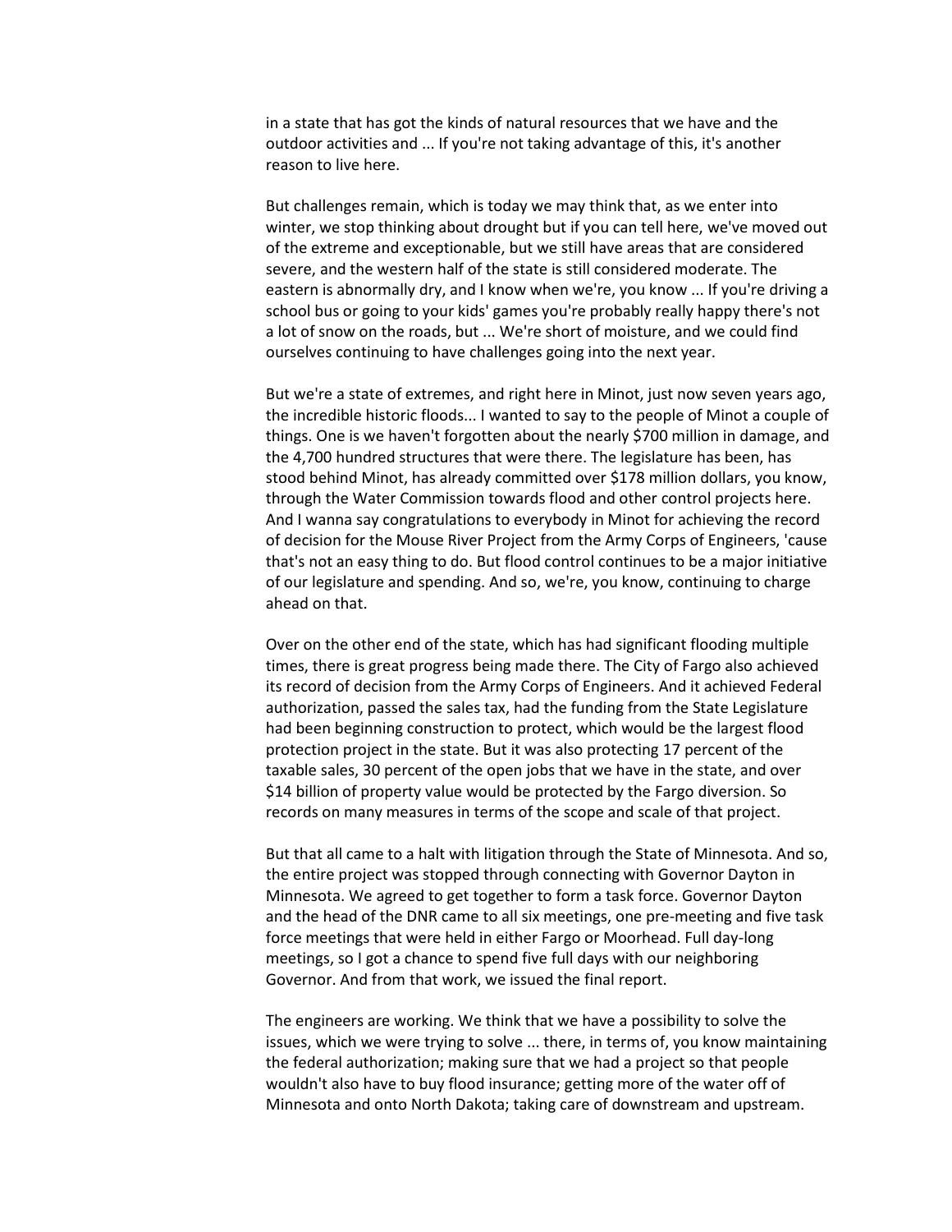in a state that has got the kinds of natural resources that we have and the outdoor activities and ... If you're not taking advantage of this, it's another reason to live here.

But challenges remain, which is today we may think that, as we enter into winter, we stop thinking about drought but if you can tell here, we've moved out of the extreme and exceptionable, but we still have areas that are considered severe, and the western half of the state is still considered moderate. The eastern is abnormally dry, and I know when we're, you know ... If you're driving a school bus or going to your kids' games you're probably really happy there's not a lot of snow on the roads, but ... We're short of moisture, and we could find ourselves continuing to have challenges going into the next year.

But we're a state of extremes, and right here in Minot, just now seven years ago, the incredible historic floods... I wanted to say to the people of Minot a couple of things. One is we haven't forgotten about the nearly $700 million in damage, and the 4,700 hundred structures that were there. The legislature has been, has stood behind Minot, has already committed over $178 million dollars, you know, through the Water Commission towards flood and other control projects here. And I wanna say congratulations to everybody in Minot for achieving the record of decision for the Mouse River Project from the Army Corps of Engineers, 'cause that's not an easy thing to do. But flood control continues to be a major initiative of our legislature and spending. And so, we're, you know, continuing to charge ahead on that.

Over on the other end of the state, which has had significant flooding multiple times, there is great progress being made there. The City of Fargo also achieved its record of decision from the Army Corps of Engineers. And it achieved Federal authorization, passed the sales tax, had the funding from the State Legislature had been beginning construction to protect, which would be the largest flood protection project in the state. But it was also protecting 17 percent of the taxable sales, 30 percent of the open jobs that we have in the state, and over $14 billion of property value would be protected by the Fargo diversion. So records on many measures in terms of the scope and scale of that project.

But that all came to a halt with litigation through the State of Minnesota. And so, the entire project was stopped through connecting with Governor Dayton in Minnesota. We agreed to get together to form a task force. Governor Dayton and the head of the DNR came to all six meetings, one pre-meeting and five task force meetings that were held in either Fargo or Moorhead. Full day-long meetings, so I got a chance to spend five full days with our neighboring Governor. And from that work, we issued the final report.

The engineers are working. We think that we have a possibility to solve the issues, which we were trying to solve ... there, in terms of, you know maintaining the federal authorization; making sure that we had a project so that people wouldn't also have to buy flood insurance; getting more of the water off of Minnesota and onto North Dakota; taking care of downstream and upstream.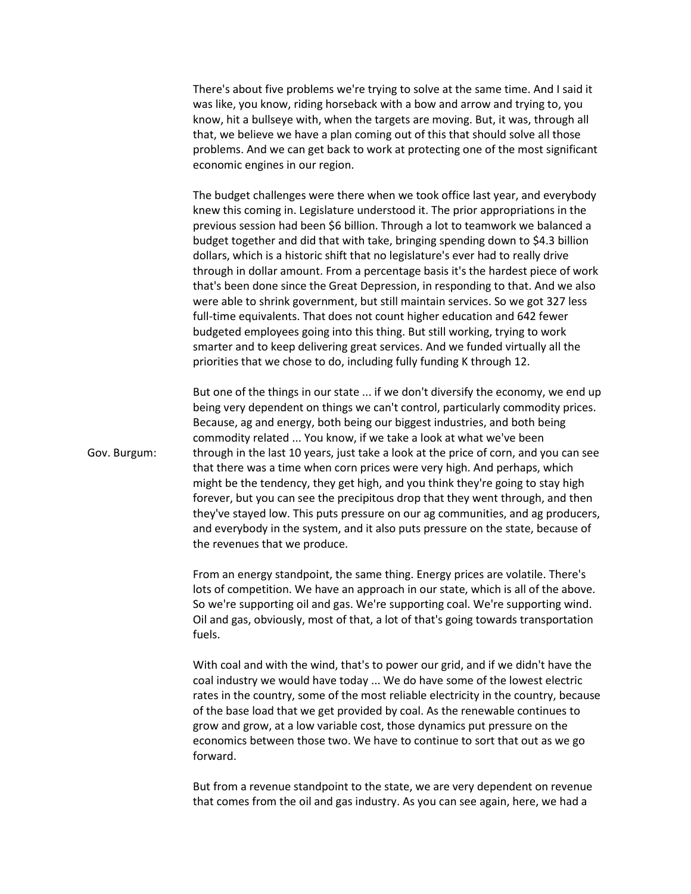There's about five problems we're trying to solve at the same time. And I said it was like, you know, riding horseback with a bow and arrow and trying to, you know, hit a bullseye with, when the targets are moving. But, it was, through all that, we believe we have a plan coming out of this that should solve all those problems. And we can get back to work at protecting one of the most significant economic engines in our region.

The budget challenges were there when we took office last year, and everybody knew this coming in. Legislature understood it. The prior appropriations in the previous session had been $6 billion. Through a lot to teamwork we balanced a budget together and did that with take, bringing spending down to $4.3 billion dollars, which is a historic shift that no legislature's ever had to really drive through in dollar amount. From a percentage basis it's the hardest piece of work that's been done since the Great Depression, in responding to that. And we also were able to shrink government, but still maintain services. So we got 327 less full-time equivalents. That does not count higher education and 642 fewer budgeted employees going into this thing. But still working, trying to work smarter and to keep delivering great services. And we funded virtually all the priorities that we chose to do, including fully funding K through 12.

Gov. Burgum: But one of the things in our state ... if we don't diversify the economy, we end up being very dependent on things we can't control, particularly commodity prices. Because, ag and energy, both being our biggest industries, and both being commodity related ... You know, if we take a look at what we've been through in the last 10 years, just take a look at the price of corn, and you can see that there was a time when corn prices were very high. And perhaps, which might be the tendency, they get high, and you think they're going to stay high forever, but you can see the precipitous drop that they went through, and then they've stayed low. This puts pressure on our ag communities, and ag producers, and everybody in the system, and it also puts pressure on the state, because of the revenues that we produce.

From an energy standpoint, the same thing. Energy prices are volatile. There's lots of competition. We have an approach in our state, which is all of the above. So we're supporting oil and gas. We're supporting coal. We're supporting wind. Oil and gas, obviously, most of that, a lot of that's going towards transportation fuels.

With coal and with the wind, that's to power our grid, and if we didn't have the coal industry we would have today ... We do have some of the lowest electric rates in the country, some of the most reliable electricity in the country, because of the base load that we get provided by coal. As the renewable continues to grow and grow, at a low variable cost, those dynamics put pressure on the economics between those two. We have to continue to sort that out as we go forward.

But from a revenue standpoint to the state, we are very dependent on revenue that comes from the oil and gas industry. As you can see again, here, we had a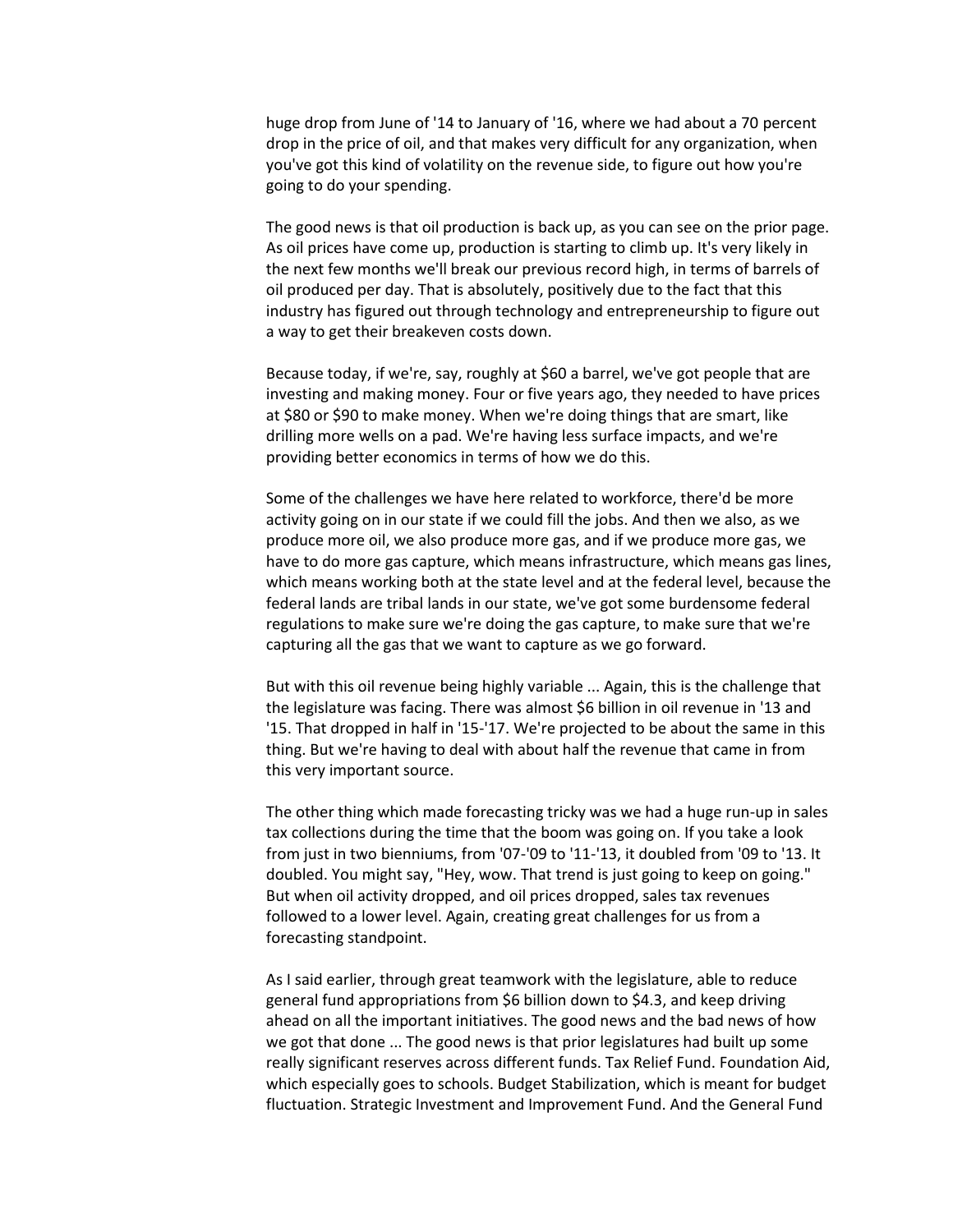huge drop from June of '14 to January of '16, where we had about a 70 percent drop in the price of oil, and that makes very difficult for any organization, when you've got this kind of volatility on the revenue side, to figure out how you're going to do your spending.

The good news is that oil production is back up, as you can see on the prior page. As oil prices have come up, production is starting to climb up. It's very likely in the next few months we'll break our previous record high, in terms of barrels of oil produced per day. That is absolutely, positively due to the fact that this industry has figured out through technology and entrepreneurship to figure out a way to get their breakeven costs down.

Because today, if we're, say, roughly at $60 a barrel, we've got people that are investing and making money. Four or five years ago, they needed to have prices at $80 or $90 to make money. When we're doing things that are smart, like drilling more wells on a pad. We're having less surface impacts, and we're providing better economics in terms of how we do this.

Some of the challenges we have here related to workforce, there'd be more activity going on in our state if we could fill the jobs. And then we also, as we produce more oil, we also produce more gas, and if we produce more gas, we have to do more gas capture, which means infrastructure, which means gas lines, which means working both at the state level and at the federal level, because the federal lands are tribal lands in our state, we've got some burdensome federal regulations to make sure we're doing the gas capture, to make sure that we're capturing all the gas that we want to capture as we go forward.

But with this oil revenue being highly variable ... Again, this is the challenge that the legislature was facing. There was almost $6 billion in oil revenue in '13 and '15. That dropped in half in '15-'17. We're projected to be about the same in this thing. But we're having to deal with about half the revenue that came in from this very important source.

The other thing which made forecasting tricky was we had a huge run-up in sales tax collections during the time that the boom was going on. If you take a look from just in two bienniums, from '07-'09 to '11-'13, it doubled from '09 to '13. It doubled. You might say, "Hey, wow. That trend is just going to keep on going." But when oil activity dropped, and oil prices dropped, sales tax revenues followed to a lower level. Again, creating great challenges for us from a forecasting standpoint.

As I said earlier, through great teamwork with the legislature, able to reduce general fund appropriations from $6 billion down to $4.3, and keep driving ahead on all the important initiatives. The good news and the bad news of how we got that done ... The good news is that prior legislatures had built up some really significant reserves across different funds. Tax Relief Fund. Foundation Aid, which especially goes to schools. Budget Stabilization, which is meant for budget fluctuation. Strategic Investment and Improvement Fund. And the General Fund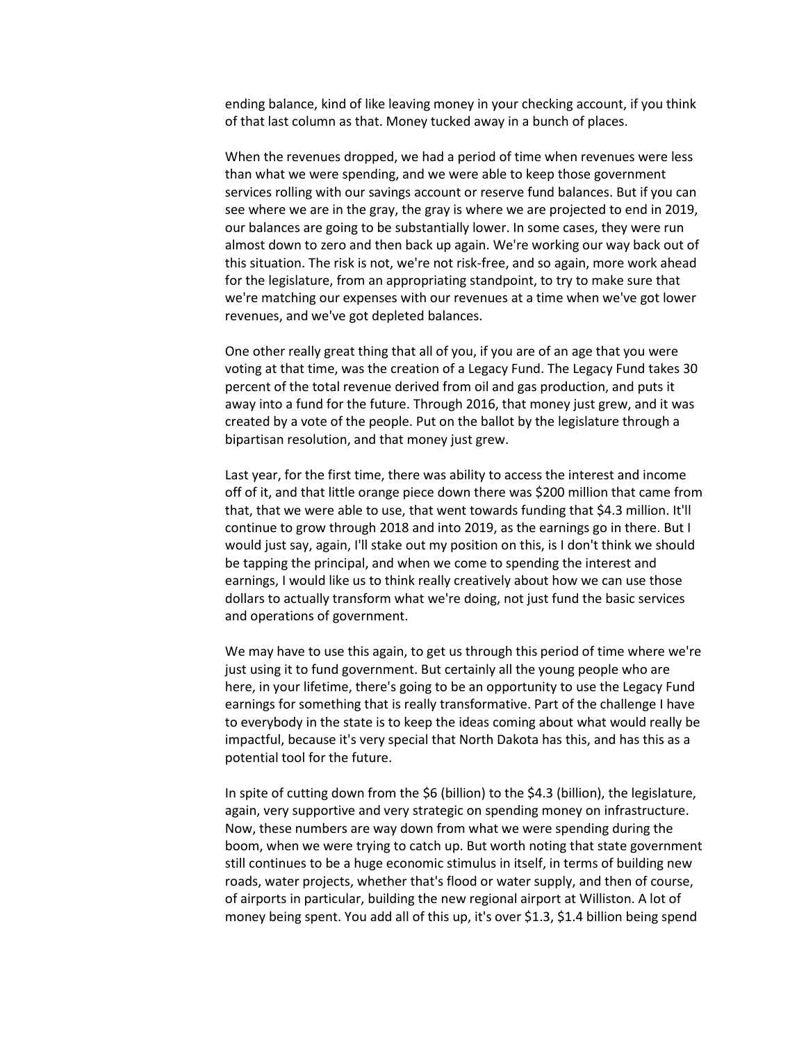ending balance, kind of like leaving money in your checking account, if you think of that last column as that. Money tucked away in a bunch of places.

When the revenues dropped, we had a period of time when revenues were less than what we were spending, and we were able to keep those government services rolling with our savings account or reserve fund balances. But if you can see where we are in the gray, the gray is where we are projected to end in 2019, our balances are going to be substantially lower. In some cases, they were run almost down to zero and then back up again. We're working our way back out of this situation. The risk is not, we're not risk-free, and so again, more work ahead for the legislature, from an appropriating standpoint, to try to make sure that we're matching our expenses with our revenues at a time when we've got lower revenues, and we've got depleted balances.

One other really great thing that all of you, if you are of an age that you were voting at that time, was the creation of a Legacy Fund. The Legacy Fund takes 30 percent of the total revenue derived from oil and gas production, and puts it away into a fund for the future. Through 2016, that money just grew, and it was created by a vote of the people. Put on the ballot by the legislature through a bipartisan resolution, and that money just grew.

Last year, for the first time, there was ability to access the interest and income off of it, and that little orange piece down there was $200 million that came from that, that we were able to use, that went towards funding that $4.3 million. It'll continue to grow through 2018 and into 2019, as the earnings go in there. But I would just say, again, I'll stake out my position on this, is I don't think we should be tapping the principal, and when we come to spending the interest and earnings, I would like us to think really creatively about how we can use those dollars to actually transform what we're doing, not just fund the basic services and operations of government.

We may have to use this again, to get us through this period of time where we're just using it to fund government. But certainly all the young people who are here, in your lifetime, there's going to be an opportunity to use the Legacy Fund earnings for something that is really transformative. Part of the challenge I have to everybody in the state is to keep the ideas coming about what would really be impactful, because it's very special that North Dakota has this, and has this as a potential tool for the future.

In spite of cutting down from the $6 (billion) to the $4.3 (billion), the legislature, again, very supportive and very strategic on spending money on infrastructure. Now, these numbers are way down from what we were spending during the boom, when we were trying to catch up. But worth noting that state government still continues to be a huge economic stimulus in itself, in terms of building new roads, water projects, whether that's flood or water supply, and then of course, of airports in particular, building the new regional airport at Williston. A lot of money being spent. You add all of this up, it's over $1.3, $1.4 billion being spend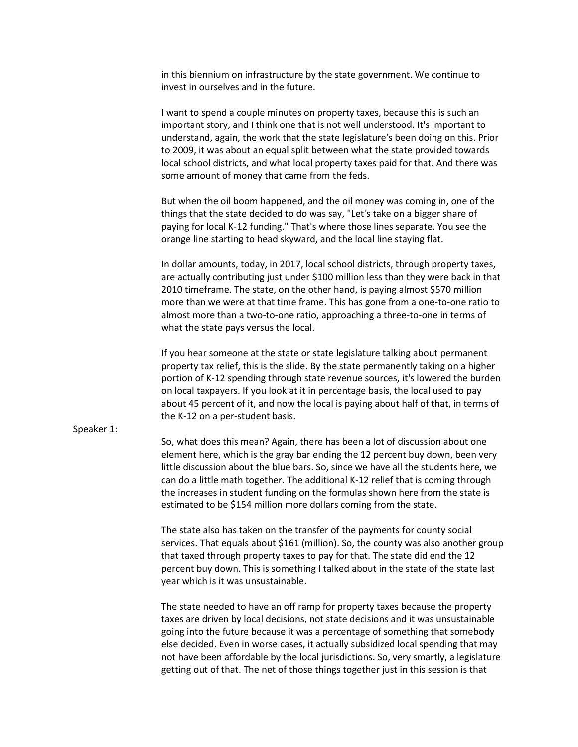in this biennium on infrastructure by the state government. We continue to invest in ourselves and in the future.

I want to spend a couple minutes on property taxes, because this is such an important story, and I think one that is not well understood. It's important to understand, again, the work that the state legislature's been doing on this. Prior to 2009, it was about an equal split between what the state provided towards local school districts, and what local property taxes paid for that. And there was some amount of money that came from the feds.

But when the oil boom happened, and the oil money was coming in, one of the things that the state decided to do was say, "Let's take on a bigger share of paying for local K-12 funding." That's where those lines separate. You see the orange line starting to head skyward, and the local line staying flat.

In dollar amounts, today, in 2017, local school districts, through property taxes, are actually contributing just under $100 million less than they were back in that 2010 timeframe. The state, on the other hand, is paying almost $570 million more than we were at that time frame. This has gone from a one-to-one ratio to almost more than a two-to-one ratio, approaching a three-to-one in terms of what the state pays versus the local.

If you hear someone at the state or state legislature talking about permanent property tax relief, this is the slide. By the state permanently taking on a higher portion of K-12 spending through state revenue sources, it's lowered the burden on local taxpayers. If you look at it in percentage basis, the local used to pay about 45 percent of it, and now the local is paying about half of that, in terms of the K-12 on a per-student basis.

Speaker 1:

So, what does this mean? Again, there has been a lot of discussion about one element here, which is the gray bar ending the 12 percent buy down, been very little discussion about the blue bars. So, since we have all the students here, we can do a little math together. The additional K-12 relief that is coming through the increases in student funding on the formulas shown here from the state is estimated to be $154 million more dollars coming from the state.

The state also has taken on the transfer of the payments for county social services. That equals about $161 (million). So, the county was also another group that taxed through property taxes to pay for that. The state did end the 12 percent buy down. This is something I talked about in the state of the state last year which is it was unsustainable.

The state needed to have an off ramp for property taxes because the property taxes are driven by local decisions, not state decisions and it was unsustainable going into the future because it was a percentage of something that somebody else decided. Even in worse cases, it actually subsidized local spending that may not have been affordable by the local jurisdictions. So, very smartly, a legislature getting out of that. The net of those things together just in this session is that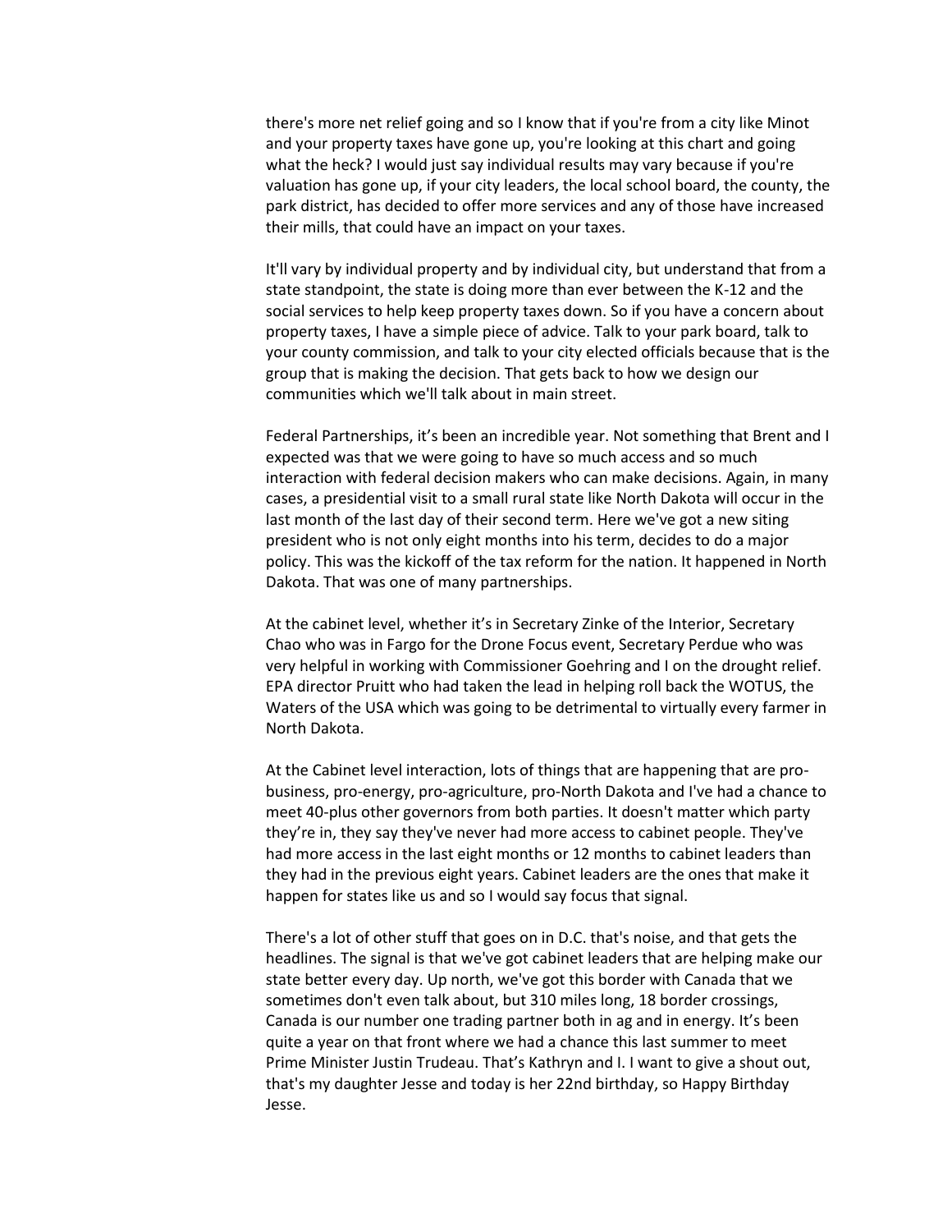there's more net relief going and so I know that if you're from a city like Minot and your property taxes have gone up, you're looking at this chart and going what the heck? I would just say individual results may vary because if you're valuation has gone up, if your city leaders, the local school board, the county, the park district, has decided to offer more services and any of those have increased their mills, that could have an impact on your taxes.

It'll vary by individual property and by individual city, but understand that from a state standpoint, the state is doing more than ever between the K-12 and the social services to help keep property taxes down. So if you have a concern about property taxes, I have a simple piece of advice. Talk to your park board, talk to your county commission, and talk to your city elected officials because that is the group that is making the decision. That gets back to how we design our communities which we'll talk about in main street.

Federal Partnerships, it's been an incredible year. Not something that Brent and I expected was that we were going to have so much access and so much interaction with federal decision makers who can make decisions. Again, in many cases, a presidential visit to a small rural state like North Dakota will occur in the last month of the last day of their second term. Here we've got a new siting president who is not only eight months into his term, decides to do a major policy. This was the kickoff of the tax reform for the nation. It happened in North Dakota. That was one of many partnerships.

At the cabinet level, whether it's in Secretary Zinke of the Interior, Secretary Chao who was in Fargo for the Drone Focus event, Secretary Perdue who was very helpful in working with Commissioner Goehring and I on the drought relief. EPA director Pruitt who had taken the lead in helping roll back the WOTUS, the Waters of the USA which was going to be detrimental to virtually every farmer in North Dakota.

At the Cabinet level interaction, lots of things that are happening that are pro-business, pro-energy, pro-agriculture, pro-North Dakota and I've had a chance to meet 40-plus other governors from both parties. It doesn't matter which party they're in, they say they've never had more access to cabinet people. They've had more access in the last eight months or 12 months to cabinet leaders than they had in the previous eight years. Cabinet leaders are the ones that make it happen for states like us and so I would say focus that signal.

There's a lot of other stuff that goes on in D.C. that's noise, and that gets the headlines. The signal is that we've got cabinet leaders that are helping make our state better every day. Up north, we've got this border with Canada that we sometimes don't even talk about, but 310 miles long, 18 border crossings, Canada is our number one trading partner both in ag and in energy. It's been quite a year on that front where we had a chance this last summer to meet Prime Minister Justin Trudeau. That's Kathryn and I. I want to give a shout out, that's my daughter Jesse and today is her 22nd birthday, so Happy Birthday Jesse.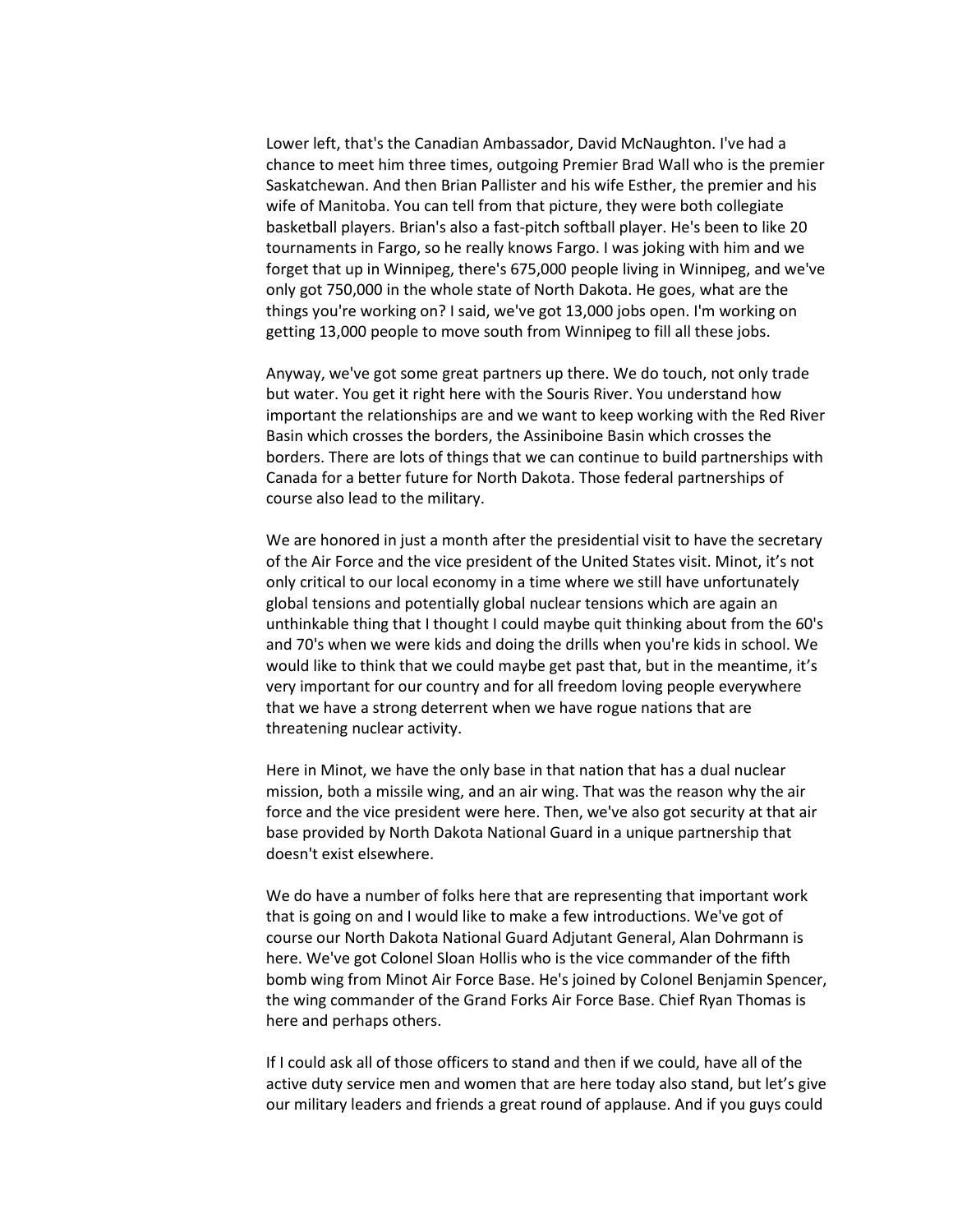Lower left, that's the Canadian Ambassador, David McNaughton. I've had a chance to meet him three times, outgoing Premier Brad Wall who is the premier Saskatchewan. And then Brian Pallister and his wife Esther, the premier and his wife of Manitoba. You can tell from that picture, they were both collegiate basketball players. Brian's also a fast-pitch softball player. He's been to like 20 tournaments in Fargo, so he really knows Fargo. I was joking with him and we forget that up in Winnipeg, there's 675,000 people living in Winnipeg, and we've only got 750,000 in the whole state of North Dakota. He goes, what are the things you're working on? I said, we've got 13,000 jobs open. I'm working on getting 13,000 people to move south from Winnipeg to fill all these jobs.

Anyway, we've got some great partners up there. We do touch, not only trade but water. You get it right here with the Souris River. You understand how important the relationships are and we want to keep working with the Red River Basin which crosses the borders, the Assiniboine Basin which crosses the borders. There are lots of things that we can continue to build partnerships with Canada for a better future for North Dakota. Those federal partnerships of course also lead to the military.

We are honored in just a month after the presidential visit to have the secretary of the Air Force and the vice president of the United States visit. Minot, it's not only critical to our local economy in a time where we still have unfortunately global tensions and potentially global nuclear tensions which are again an unthinkable thing that I thought I could maybe quit thinking about from the 60's and 70's when we were kids and doing the drills when you're kids in school. We would like to think that we could maybe get past that, but in the meantime, it's very important for our country and for all freedom loving people everywhere that we have a strong deterrent when we have rogue nations that are threatening nuclear activity.

Here in Minot, we have the only base in that nation that has a dual nuclear mission, both a missile wing, and an air wing. That was the reason why the air force and the vice president were here. Then, we've also got security at that air base provided by North Dakota National Guard in a unique partnership that doesn't exist elsewhere.

We do have a number of folks here that are representing that important work that is going on and I would like to make a few introductions. We've got of course our North Dakota National Guard Adjutant General, Alan Dohrmann is here. We've got Colonel Sloan Hollis who is the vice commander of the fifth bomb wing from Minot Air Force Base. He's joined by Colonel Benjamin Spencer, the wing commander of the Grand Forks Air Force Base. Chief Ryan Thomas is here and perhaps others.

If I could ask all of those officers to stand and then if we could, have all of the active duty service men and women that are here today also stand, but let's give our military leaders and friends a great round of applause. And if you guys could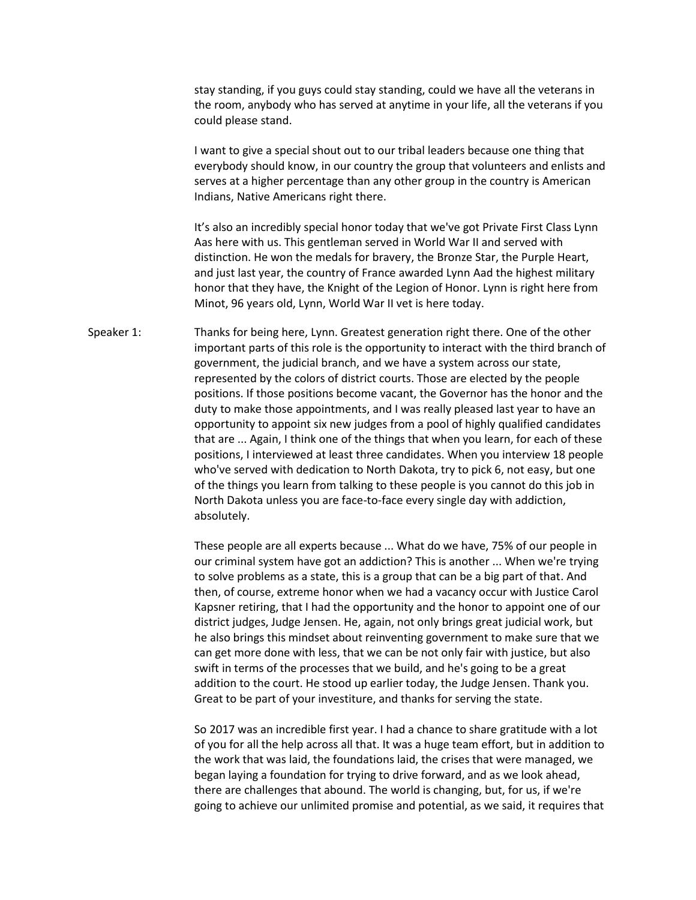stay standing, if you guys could stay standing, could we have all the veterans in the room, anybody who has served at anytime in your life, all the veterans if you could please stand.

I want to give a special shout out to our tribal leaders because one thing that everybody should know, in our country the group that volunteers and enlists and serves at a higher percentage than any other group in the country is American Indians, Native Americans right there.

It's also an incredibly special honor today that we've got Private First Class Lynn Aas here with us. This gentleman served in World War II and served with distinction. He won the medals for bravery, the Bronze Star, the Purple Heart, and just last year, the country of France awarded Lynn Aad the highest military honor that they have, the Knight of the Legion of Honor. Lynn is right here from Minot, 96 years old, Lynn, World War II vet is here today.

Speaker 1: Thanks for being here, Lynn. Greatest generation right there. One of the other important parts of this role is the opportunity to interact with the third branch of government, the judicial branch, and we have a system across our state, represented by the colors of district courts. Those are elected by the people positions. If those positions become vacant, the Governor has the honor and the duty to make those appointments, and I was really pleased last year to have an opportunity to appoint six new judges from a pool of highly qualified candidates that are ... Again, I think one of the things that when you learn, for each of these positions, I interviewed at least three candidates. When you interview 18 people who've served with dedication to North Dakota, try to pick 6, not easy, but one of the things you learn from talking to these people is you cannot do this job in North Dakota unless you are face-to-face every single day with addiction, absolutely.

These people are all experts because ... What do we have, 75% of our people in our criminal system have got an addiction? This is another ... When we're trying to solve problems as a state, this is a group that can be a big part of that. And then, of course, extreme honor when we had a vacancy occur with Justice Carol Kapsner retiring, that I had the opportunity and the honor to appoint one of our district judges, Judge Jensen. He, again, not only brings great judicial work, but he also brings this mindset about reinventing government to make sure that we can get more done with less, that we can be not only fair with justice, but also swift in terms of the processes that we build, and he's going to be a great addition to the court. He stood up earlier today, the Judge Jensen. Thank you. Great to be part of your investiture, and thanks for serving the state.

So 2017 was an incredible first year. I had a chance to share gratitude with a lot of you for all the help across all that. It was a huge team effort, but in addition to the work that was laid, the foundations laid, the crises that were managed, we began laying a foundation for trying to drive forward, and as we look ahead, there are challenges that abound. The world is changing, but, for us, if we're going to achieve our unlimited promise and potential, as we said, it requires that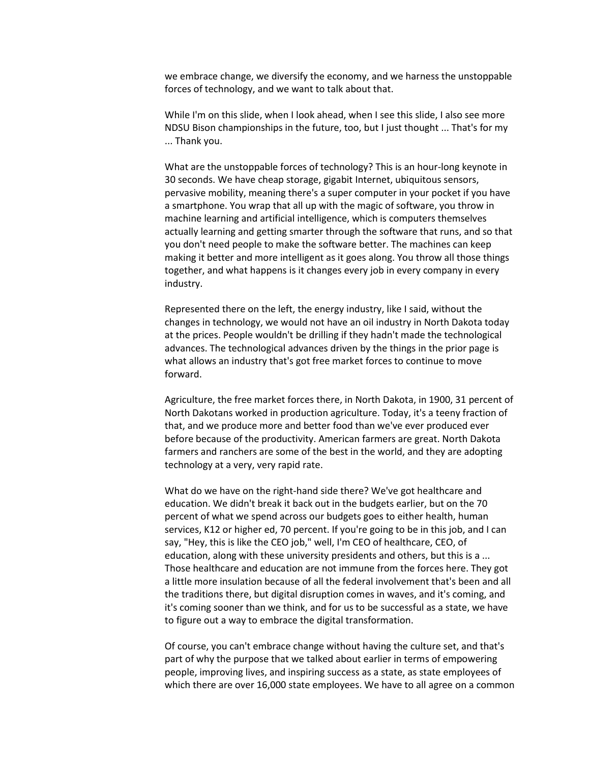we embrace change, we diversify the economy, and we harness the unstoppable forces of technology, and we want to talk about that.

While I'm on this slide, when I look ahead, when I see this slide, I also see more NDSU Bison championships in the future, too, but I just thought ... That's for my ... Thank you.

What are the unstoppable forces of technology? This is an hour-long keynote in 30 seconds. We have cheap storage, gigabit Internet, ubiquitous sensors, pervasive mobility, meaning there's a super computer in your pocket if you have a smartphone. You wrap that all up with the magic of software, you throw in machine learning and artificial intelligence, which is computers themselves actually learning and getting smarter through the software that runs, and so that you don't need people to make the software better. The machines can keep making it better and more intelligent as it goes along. You throw all those things together, and what happens is it changes every job in every company in every industry.

Represented there on the left, the energy industry, like I said, without the changes in technology, we would not have an oil industry in North Dakota today at the prices. People wouldn't be drilling if they hadn't made the technological advances. The technological advances driven by the things in the prior page is what allows an industry that's got free market forces to continue to move forward.

Agriculture, the free market forces there, in North Dakota, in 1900, 31 percent of North Dakotans worked in production agriculture. Today, it's a teeny fraction of that, and we produce more and better food than we've ever produced ever before because of the productivity. American farmers are great. North Dakota farmers and ranchers are some of the best in the world, and they are adopting technology at a very, very rapid rate.

What do we have on the right-hand side there? We've got healthcare and education. We didn't break it back out in the budgets earlier, but on the 70 percent of what we spend across our budgets goes to either health, human services, K12 or higher ed, 70 percent. If you're going to be in this job, and I can say, "Hey, this is like the CEO job," well, I'm CEO of healthcare, CEO, of education, along with these university presidents and others, but this is a ... Those healthcare and education are not immune from the forces here. They got a little more insulation because of all the federal involvement that's been and all the traditions there, but digital disruption comes in waves, and it's coming, and it's coming sooner than we think, and for us to be successful as a state, we have to figure out a way to embrace the digital transformation.

Of course, you can't embrace change without having the culture set, and that's part of why the purpose that we talked about earlier in terms of empowering people, improving lives, and inspiring success as a state, as state employees of which there are over 16,000 state employees. We have to all agree on a common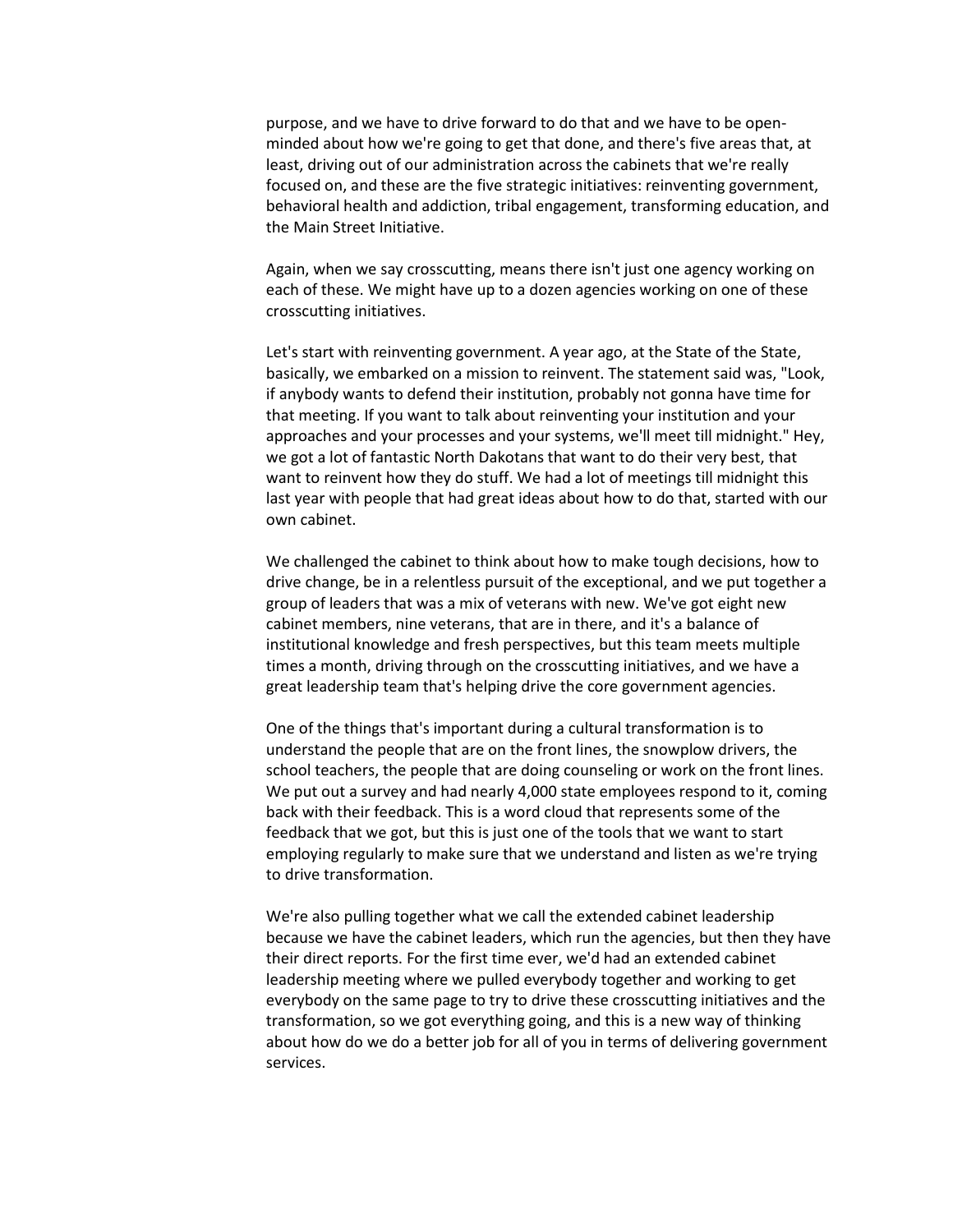purpose, and we have to drive forward to do that and we have to be open-minded about how we're going to get that done, and there's five areas that, at least, driving out of our administration across the cabinets that we're really focused on, and these are the five strategic initiatives: reinventing government, behavioral health and addiction, tribal engagement, transforming education, and the Main Street Initiative.

Again, when we say crosscutting, means there isn't just one agency working on each of these. We might have up to a dozen agencies working on one of these crosscutting initiatives.

Let's start with reinventing government. A year ago, at the State of the State, basically, we embarked on a mission to reinvent. The statement said was, "Look, if anybody wants to defend their institution, probably not gonna have time for that meeting. If you want to talk about reinventing your institution and your approaches and your processes and your systems, we'll meet till midnight." Hey, we got a lot of fantastic North Dakotans that want to do their very best, that want to reinvent how they do stuff. We had a lot of meetings till midnight this last year with people that had great ideas about how to do that, started with our own cabinet.

We challenged the cabinet to think about how to make tough decisions, how to drive change, be in a relentless pursuit of the exceptional, and we put together a group of leaders that was a mix of veterans with new. We've got eight new cabinet members, nine veterans, that are in there, and it's a balance of institutional knowledge and fresh perspectives, but this team meets multiple times a month, driving through on the crosscutting initiatives, and we have a great leadership team that's helping drive the core government agencies.

One of the things that's important during a cultural transformation is to understand the people that are on the front lines, the snowplow drivers, the school teachers, the people that are doing counseling or work on the front lines. We put out a survey and had nearly 4,000 state employees respond to it, coming back with their feedback. This is a word cloud that represents some of the feedback that we got, but this is just one of the tools that we want to start employing regularly to make sure that we understand and listen as we're trying to drive transformation.

We're also pulling together what we call the extended cabinet leadership because we have the cabinet leaders, which run the agencies, but then they have their direct reports. For the first time ever, we'd had an extended cabinet leadership meeting where we pulled everybody together and working to get everybody on the same page to try to drive these crosscutting initiatives and the transformation, so we got everything going, and this is a new way of thinking about how do we do a better job for all of you in terms of delivering government services.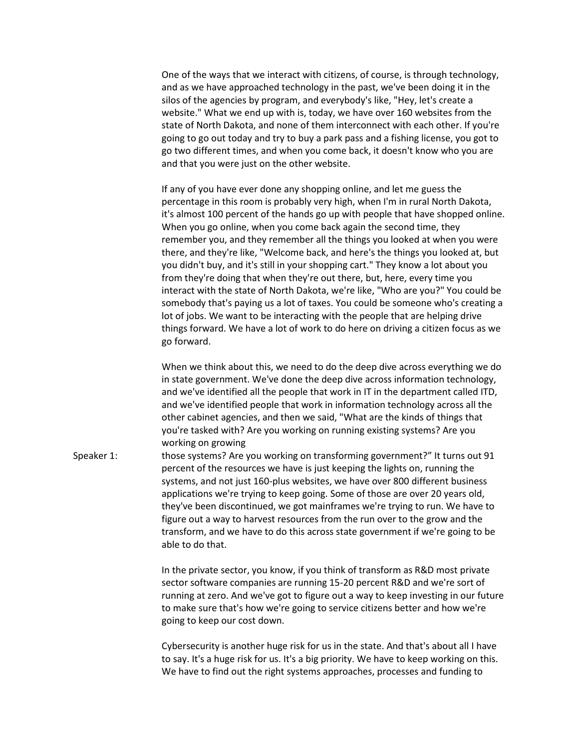One of the ways that we interact with citizens, of course, is through technology, and as we have approached technology in the past, we've been doing it in the silos of the agencies by program, and everybody's like, "Hey, let's create a website." What we end up with is, today, we have over 160 websites from the state of North Dakota, and none of them interconnect with each other. If you're going to go out today and try to buy a park pass and a fishing license, you got to go two different times, and when you come back, it doesn't know who you are and that you were just on the other website.

If any of you have ever done any shopping online, and let me guess the percentage in this room is probably very high, when I'm in rural North Dakota, it's almost 100 percent of the hands go up with people that have shopped online. When you go online, when you come back again the second time, they remember you, and they remember all the things you looked at when you were there, and they're like, "Welcome back, and here's the things you looked at, but you didn't buy, and it's still in your shopping cart." They know a lot about you from they're doing that when they're out there, but, here, every time you interact with the state of North Dakota, we're like, "Who are you?" You could be somebody that's paying us a lot of taxes. You could be someone who's creating a lot of jobs. We want to be interacting with the people that are helping drive things forward. We have a lot of work to do here on driving a citizen focus as we go forward.

When we think about this, we need to do the deep dive across everything we do in state government. We've done the deep dive across information technology, and we've identified all the people that work in IT in the department called ITD, and we've identified people that work in information technology across all the other cabinet agencies, and then we said, "What are the kinds of things that you're tasked with? Are you working on running existing systems? Are you working on growing

Speaker 1: those systems? Are you working on transforming government?" It turns out 91 percent of the resources we have is just keeping the lights on, running the systems, and not just 160-plus websites, we have over 800 different business applications we're trying to keep going. Some of those are over 20 years old, they've been discontinued, we got mainframes we're trying to run. We have to figure out a way to harvest resources from the run over to the grow and the transform, and we have to do this across state government if we're going to be able to do that.

In the private sector, you know, if you think of transform as R&D most private sector software companies are running 15-20 percent R&D and we're sort of running at zero. And we've got to figure out a way to keep investing in our future to make sure that's how we're going to service citizens better and how we're going to keep our cost down.

Cybersecurity is another huge risk for us in the state. And that's about all I have to say. It's a huge risk for us. It's a big priority. We have to keep working on this. We have to find out the right systems approaches, processes and funding to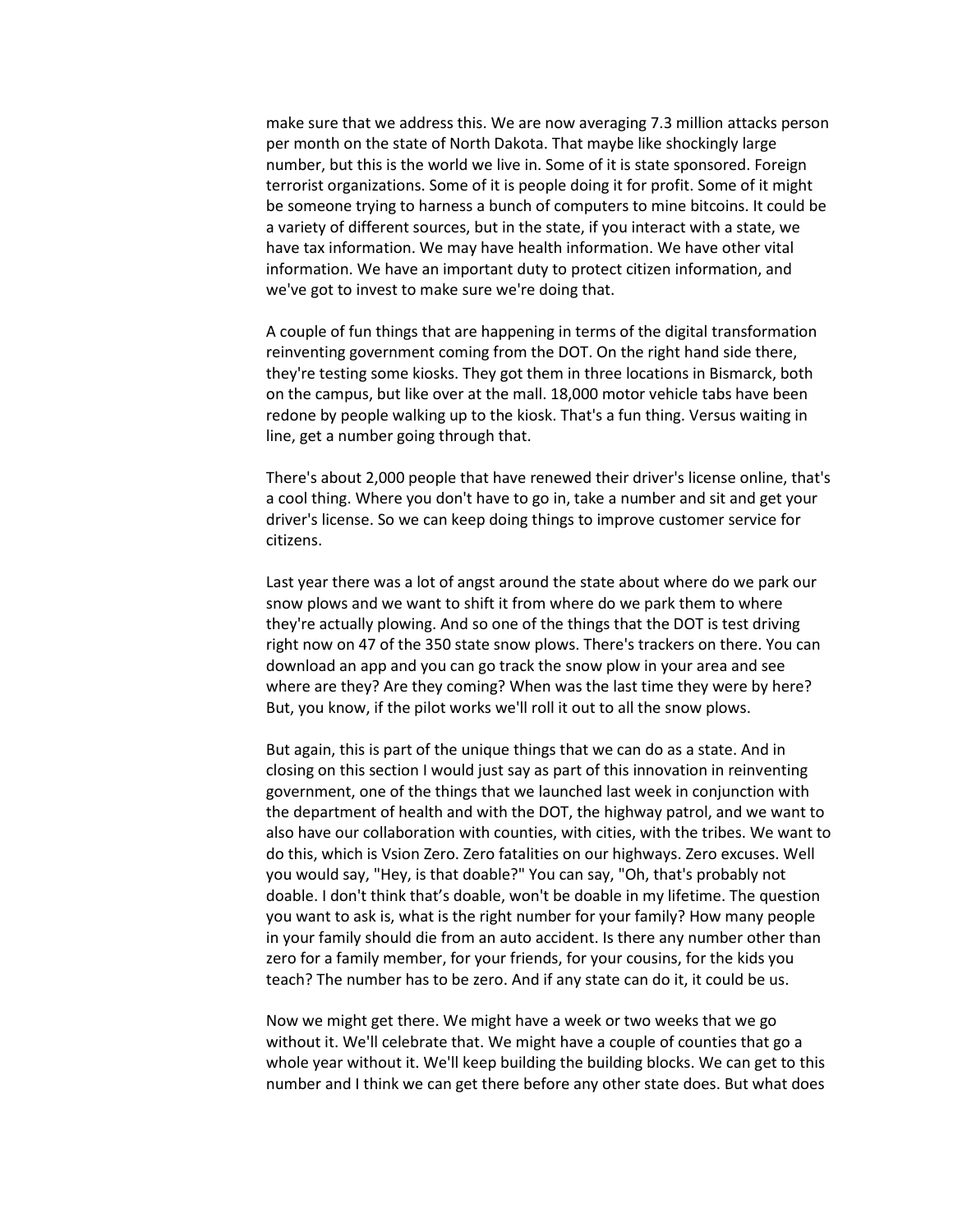make sure that we address this. We are now averaging 7.3 million attacks person per month on the state of North Dakota. That maybe like shockingly large number, but this is the world we live in. Some of it is state sponsored. Foreign terrorist organizations. Some of it is people doing it for profit. Some of it might be someone trying to harness a bunch of computers to mine bitcoins. It could be a variety of different sources, but in the state, if you interact with a state, we have tax information. We may have health information. We have other vital information. We have an important duty to protect citizen information, and we've got to invest to make sure we're doing that.

A couple of fun things that are happening in terms of the digital transformation reinventing government coming from the DOT. On the right hand side there, they're testing some kiosks. They got them in three locations in Bismarck, both on the campus, but like over at the mall. 18,000 motor vehicle tabs have been redone by people walking up to the kiosk. That's a fun thing. Versus waiting in line, get a number going through that.

There's about 2,000 people that have renewed their driver's license online, that's a cool thing. Where you don't have to go in, take a number and sit and get your driver's license. So we can keep doing things to improve customer service for citizens.

Last year there was a lot of angst around the state about where do we park our snow plows and we want to shift it from where do we park them to where they're actually plowing. And so one of the things that the DOT is test driving right now on 47 of the 350 state snow plows. There's trackers on there. You can download an app and you can go track the snow plow in your area and see where are they? Are they coming? When was the last time they were by here? But, you know, if the pilot works we'll roll it out to all the snow plows.

But again, this is part of the unique things that we can do as a state. And in closing on this section I would just say as part of this innovation in reinventing government, one of the things that we launched last week in conjunction with the department of health and with the DOT, the highway patrol, and we want to also have our collaboration with counties, with cities, with the tribes. We want to do this, which is Vsion Zero. Zero fatalities on our highways. Zero excuses. Well you would say, "Hey, is that doable?" You can say, "Oh, that's probably not doable. I don't think that's doable, won't be doable in my lifetime. The question you want to ask is, what is the right number for your family? How many people in your family should die from an auto accident. Is there any number other than zero for a family member, for your friends, for your cousins, for the kids you teach? The number has to be zero. And if any state can do it, it could be us.

Now we might get there. We might have a week or two weeks that we go without it. We'll celebrate that. We might have a couple of counties that go a whole year without it. We'll keep building the building blocks. We can get to this number and I think we can get there before any other state does. But what does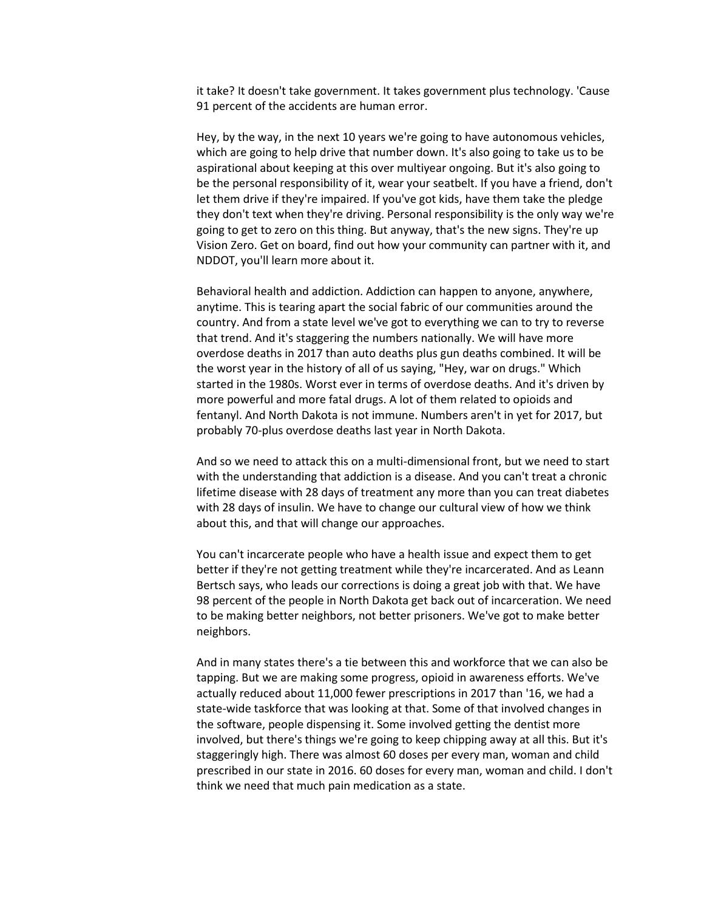it take? It doesn't take government. It takes government plus technology. 'Cause 91 percent of the accidents are human error.

Hey, by the way, in the next 10 years we're going to have autonomous vehicles, which are going to help drive that number down. It's also going to take us to be aspirational about keeping at this over multiyear ongoing. But it's also going to be the personal responsibility of it, wear your seatbelt. If you have a friend, don't let them drive if they're impaired. If you've got kids, have them take the pledge they don't text when they're driving. Personal responsibility is the only way we're going to get to zero on this thing. But anyway, that's the new signs. They're up Vision Zero. Get on board, find out how your community can partner with it, and NDDOT, you'll learn more about it.

Behavioral health and addiction. Addiction can happen to anyone, anywhere, anytime. This is tearing apart the social fabric of our communities around the country. And from a state level we've got to everything we can to try to reverse that trend. And it's staggering the numbers nationally. We will have more overdose deaths in 2017 than auto deaths plus gun deaths combined. It will be the worst year in the history of all of us saying, "Hey, war on drugs." Which started in the 1980s. Worst ever in terms of overdose deaths. And it's driven by more powerful and more fatal drugs. A lot of them related to opioids and fentanyl. And North Dakota is not immune. Numbers aren't in yet for 2017, but probably 70-plus overdose deaths last year in North Dakota.

And so we need to attack this on a multi-dimensional front, but we need to start with the understanding that addiction is a disease. And you can't treat a chronic lifetime disease with 28 days of treatment any more than you can treat diabetes with 28 days of insulin. We have to change our cultural view of how we think about this, and that will change our approaches.

You can't incarcerate people who have a health issue and expect them to get better if they're not getting treatment while they're incarcerated. And as Leann Bertsch says, who leads our corrections is doing a great job with that. We have 98 percent of the people in North Dakota get back out of incarceration. We need to be making better neighbors, not better prisoners. We've got to make better neighbors.

And in many states there's a tie between this and workforce that we can also be tapping. But we are making some progress, opioid in awareness efforts. We've actually reduced about 11,000 fewer prescriptions in 2017 than '16, we had a state-wide taskforce that was looking at that. Some of that involved changes in the software, people dispensing it. Some involved getting the dentist more involved, but there's things we're going to keep chipping away at all this. But it's staggeringly high. There was almost 60 doses per every man, woman and child prescribed in our state in 2016. 60 doses for every man, woman and child. I don't think we need that much pain medication as a state.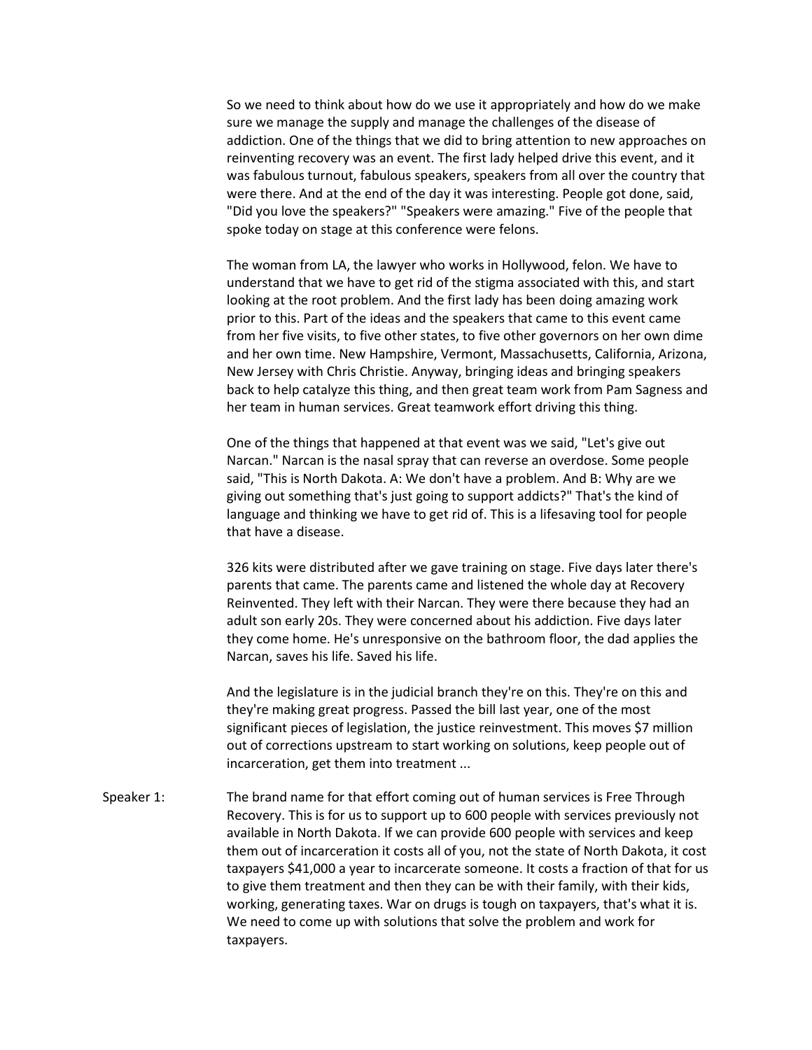So we need to think about how do we use it appropriately and how do we make sure we manage the supply and manage the challenges of the disease of addiction. One of the things that we did to bring attention to new approaches on reinventing recovery was an event. The first lady helped drive this event, and it was fabulous turnout, fabulous speakers, speakers from all over the country that were there. And at the end of the day it was interesting. People got done, said, "Did you love the speakers?" "Speakers were amazing." Five of the people that spoke today on stage at this conference were felons.

The woman from LA, the lawyer who works in Hollywood, felon. We have to understand that we have to get rid of the stigma associated with this, and start looking at the root problem. And the first lady has been doing amazing work prior to this. Part of the ideas and the speakers that came to this event came from her five visits, to five other states, to five other governors on her own dime and her own time. New Hampshire, Vermont, Massachusetts, California, Arizona, New Jersey with Chris Christie. Anyway, bringing ideas and bringing speakers back to help catalyze this thing, and then great team work from Pam Sagness and her team in human services. Great teamwork effort driving this thing.

One of the things that happened at that event was we said, "Let's give out Narcan." Narcan is the nasal spray that can reverse an overdose. Some people said, "This is North Dakota. A: We don't have a problem. And B: Why are we giving out something that's just going to support addicts?" That's the kind of language and thinking we have to get rid of. This is a lifesaving tool for people that have a disease.

326 kits were distributed after we gave training on stage. Five days later there's parents that came. The parents came and listened the whole day at Recovery Reinvented. They left with their Narcan. They were there because they had an adult son early 20s. They were concerned about his addiction. Five days later they come home. He's unresponsive on the bathroom floor, the dad applies the Narcan, saves his life. Saved his life.

And the legislature is in the judicial branch they're on this. They're on this and they're making great progress. Passed the bill last year, one of the most significant pieces of legislation, the justice reinvestment. This moves $7 million out of corrections upstream to start working on solutions, keep people out of incarceration, get them into treatment ...

Speaker 1: The brand name for that effort coming out of human services is Free Through Recovery. This is for us to support up to 600 people with services previously not available in North Dakota. If we can provide 600 people with services and keep them out of incarceration it costs all of you, not the state of North Dakota, it cost taxpayers $41,000 a year to incarcerate someone. It costs a fraction of that for us to give them treatment and then they can be with their family, with their kids, working, generating taxes. War on drugs is tough on taxpayers, that's what it is. We need to come up with solutions that solve the problem and work for taxpayers.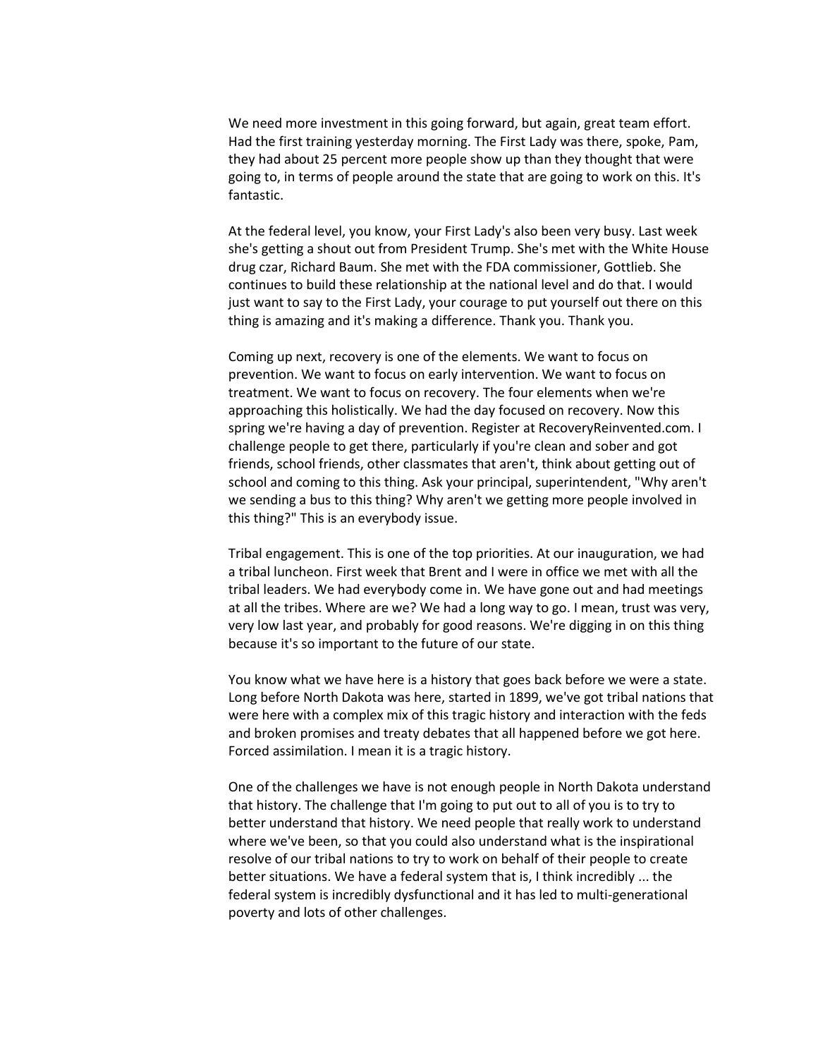We need more investment in this going forward, but again, great team effort. Had the first training yesterday morning. The First Lady was there, spoke, Pam, they had about 25 percent more people show up than they thought that were going to, in terms of people around the state that are going to work on this. It's fantastic.

At the federal level, you know, your First Lady's also been very busy. Last week she's getting a shout out from President Trump. She's met with the White House drug czar, Richard Baum. She met with the FDA commissioner, Gottlieb. She continues to build these relationship at the national level and do that. I would just want to say to the First Lady, your courage to put yourself out there on this thing is amazing and it's making a difference. Thank you. Thank you.

Coming up next, recovery is one of the elements. We want to focus on prevention. We want to focus on early intervention. We want to focus on treatment. We want to focus on recovery. The four elements when we're approaching this holistically. We had the day focused on recovery. Now this spring we're having a day of prevention. Register at RecoveryReinvented.com. I challenge people to get there, particularly if you're clean and sober and got friends, school friends, other classmates that aren't, think about getting out of school and coming to this thing. Ask your principal, superintendent, "Why aren't we sending a bus to this thing? Why aren't we getting more people involved in this thing?" This is an everybody issue.

Tribal engagement. This is one of the top priorities. At our inauguration, we had a tribal luncheon. First week that Brent and I were in office we met with all the tribal leaders. We had everybody come in. We have gone out and had meetings at all the tribes. Where are we? We had a long way to go. I mean, trust was very, very low last year, and probably for good reasons. We're digging in on this thing because it's so important to the future of our state.

You know what we have here is a history that goes back before we were a state. Long before North Dakota was here, started in 1899, we've got tribal nations that were here with a complex mix of this tragic history and interaction with the feds and broken promises and treaty debates that all happened before we got here. Forced assimilation. I mean it is a tragic history.

One of the challenges we have is not enough people in North Dakota understand that history. The challenge that I'm going to put out to all of you is to try to better understand that history. We need people that really work to understand where we've been, so that you could also understand what is the inspirational resolve of our tribal nations to try to work on behalf of their people to create better situations. We have a federal system that is, I think incredibly ... the federal system is incredibly dysfunctional and it has led to multi-generational poverty and lots of other challenges.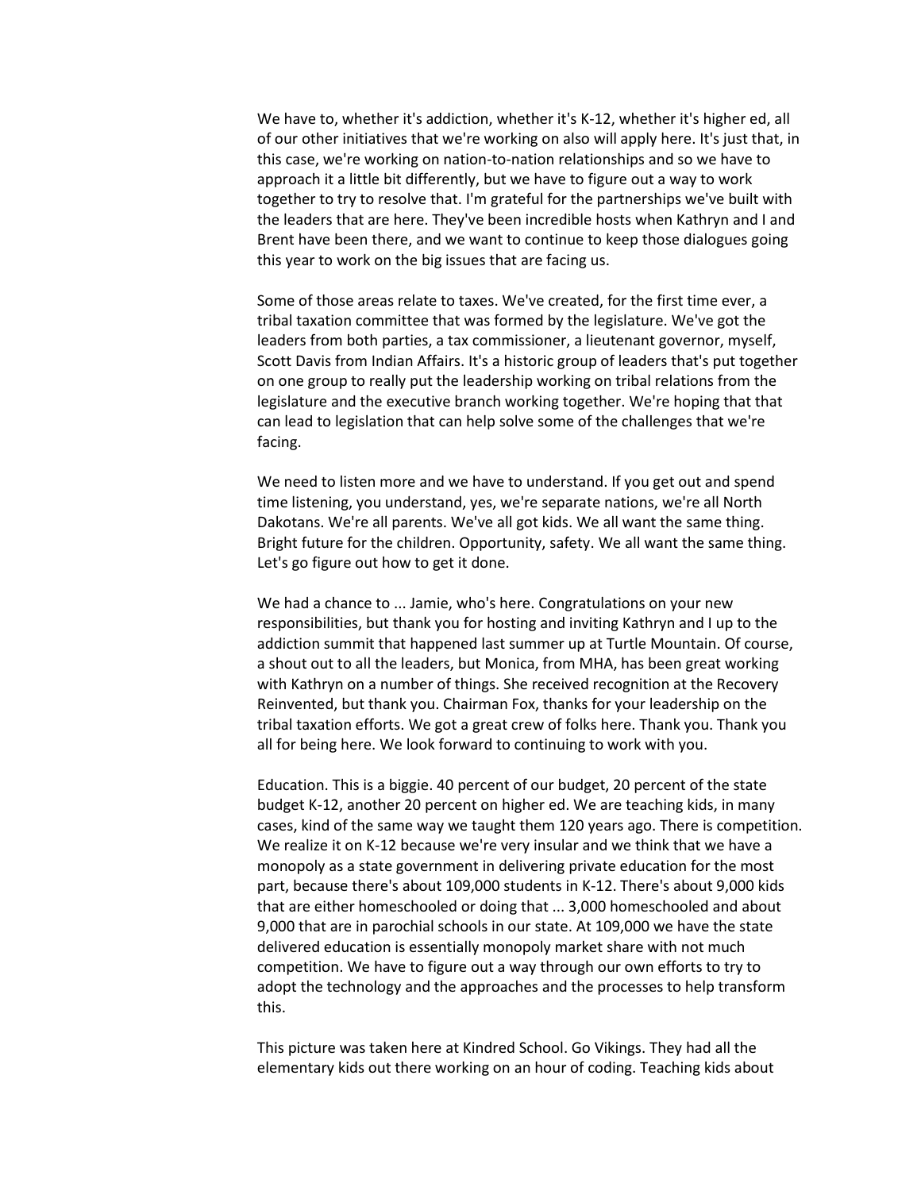We have to, whether it's addiction, whether it's K-12, whether it's higher ed, all of our other initiatives that we're working on also will apply here. It's just that, in this case, we're working on nation-to-nation relationships and so we have to approach it a little bit differently, but we have to figure out a way to work together to try to resolve that. I'm grateful for the partnerships we've built with the leaders that are here. They've been incredible hosts when Kathryn and I and Brent have been there, and we want to continue to keep those dialogues going this year to work on the big issues that are facing us.

Some of those areas relate to taxes. We've created, for the first time ever, a tribal taxation committee that was formed by the legislature. We've got the leaders from both parties, a tax commissioner, a lieutenant governor, myself, Scott Davis from Indian Affairs. It's a historic group of leaders that's put together on one group to really put the leadership working on tribal relations from the legislature and the executive branch working together. We're hoping that that can lead to legislation that can help solve some of the challenges that we're facing.

We need to listen more and we have to understand. If you get out and spend time listening, you understand, yes, we're separate nations, we're all North Dakotans. We're all parents. We've all got kids. We all want the same thing. Bright future for the children. Opportunity, safety. We all want the same thing. Let's go figure out how to get it done.

We had a chance to ... Jamie, who's here. Congratulations on your new responsibilities, but thank you for hosting and inviting Kathryn and I up to the addiction summit that happened last summer up at Turtle Mountain. Of course, a shout out to all the leaders, but Monica, from MHA, has been great working with Kathryn on a number of things. She received recognition at the Recovery Reinvented, but thank you. Chairman Fox, thanks for your leadership on the tribal taxation efforts. We got a great crew of folks here. Thank you. Thank you all for being here. We look forward to continuing to work with you.

Education. This is a biggie. 40 percent of our budget, 20 percent of the state budget K-12, another 20 percent on higher ed. We are teaching kids, in many cases, kind of the same way we taught them 120 years ago. There is competition. We realize it on K-12 because we're very insular and we think that we have a monopoly as a state government in delivering private education for the most part, because there's about 109,000 students in K-12. There's about 9,000 kids that are either homeschooled or doing that ... 3,000 homeschooled and about 9,000 that are in parochial schools in our state. At 109,000 we have the state delivered education is essentially monopoly market share with not much competition. We have to figure out a way through our own efforts to try to adopt the technology and the approaches and the processes to help transform this.

This picture was taken here at Kindred School. Go Vikings. They had all the elementary kids out there working on an hour of coding. Teaching kids about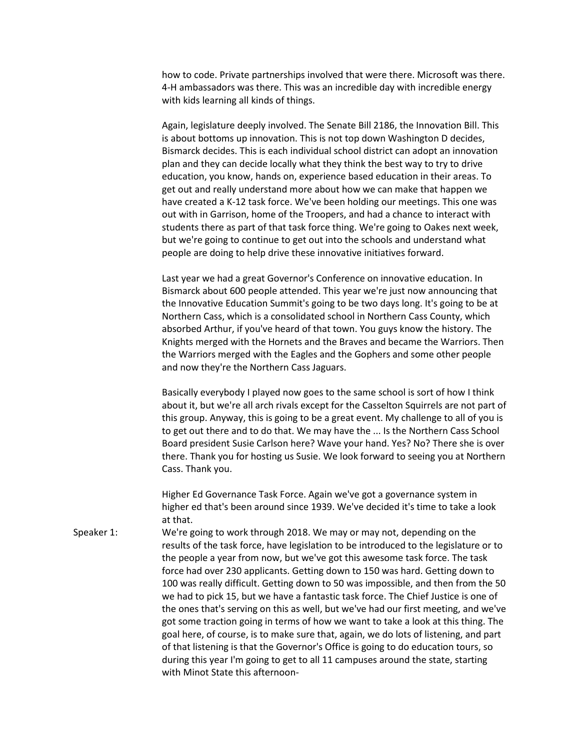how to code. Private partnerships involved that were there. Microsoft was there. 4-H ambassadors was there. This was an incredible day with incredible energy with kids learning all kinds of things.

Again, legislature deeply involved. The Senate Bill 2186, the Innovation Bill. This is about bottoms up innovation. This is not top down Washington D decides, Bismarck decides. This is each individual school district can adopt an innovation plan and they can decide locally what they think the best way to try to drive education, you know, hands on, experience based education in their areas. To get out and really understand more about how we can make that happen we have created a K-12 task force. We've been holding our meetings. This one was out with in Garrison, home of the Troopers, and had a chance to interact with students there as part of that task force thing. We're going to Oakes next week, but we're going to continue to get out into the schools and understand what people are doing to help drive these innovative initiatives forward.

Last year we had a great Governor's Conference on innovative education. In Bismarck about 600 people attended. This year we're just now announcing that the Innovative Education Summit's going to be two days long. It's going to be at Northern Cass, which is a consolidated school in Northern Cass County, which absorbed Arthur, if you've heard of that town. You guys know the history. The Knights merged with the Hornets and the Braves and became the Warriors. Then the Warriors merged with the Eagles and the Gophers and some other people and now they're the Northern Cass Jaguars.

Basically everybody I played now goes to the same school is sort of how I think about it, but we're all arch rivals except for the Casselton Squirrels are not part of this group. Anyway, this is going to be a great event. My challenge to all of you is to get out there and to do that. We may have the ... Is the Northern Cass School Board president Susie Carlson here? Wave your hand. Yes? No? There she is over there. Thank you for hosting us Susie. We look forward to seeing you at Northern Cass. Thank you.

Higher Ed Governance Task Force. Again we've got a governance system in higher ed that's been around since 1939. We've decided it's time to take a look at that.

Speaker 1: We're going to work through 2018. We may or may not, depending on the results of the task force, have legislation to be introduced to the legislature or to the people a year from now, but we've got this awesome task force. The task force had over 230 applicants. Getting down to 150 was hard. Getting down to 100 was really difficult. Getting down to 50 was impossible, and then from the 50 we had to pick 15, but we have a fantastic task force. The Chief Justice is one of the ones that's serving on this as well, but we've had our first meeting, and we've got some traction going in terms of how we want to take a look at this thing. The goal here, of course, is to make sure that, again, we do lots of listening, and part of that listening is that the Governor's Office is going to do education tours, so during this year I'm going to get to all 11 campuses around the state, starting with Minot State this afternoon-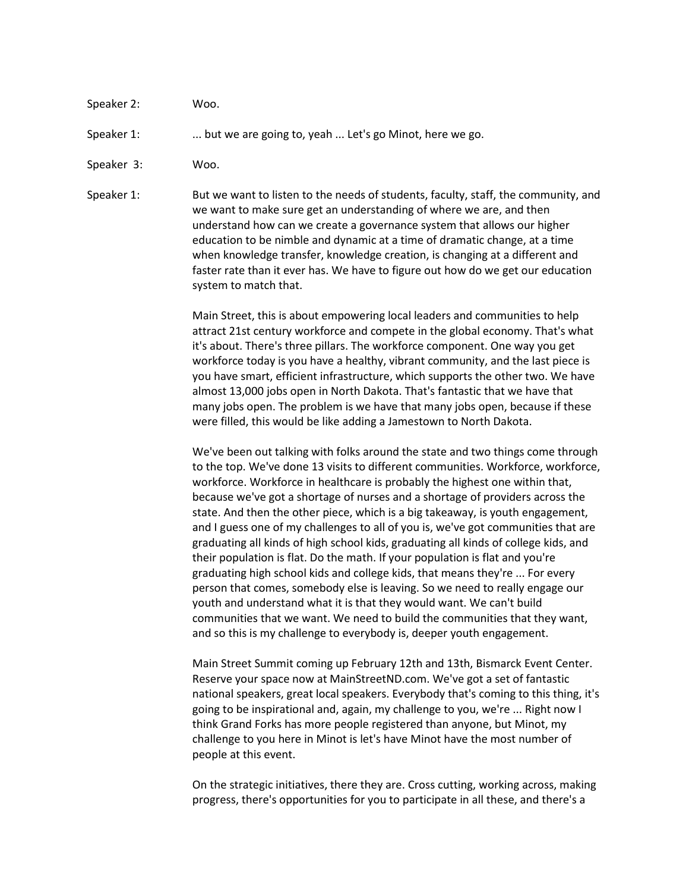Speaker 2: Woo.

Speaker 1: ... but we are going to, yeah ... Let's go Minot, here we go.

Speaker 3: Woo.

Speaker 1: But we want to listen to the needs of students, faculty, staff, the community, and we want to make sure get an understanding of where we are, and then understand how can we create a governance system that allows our higher education to be nimble and dynamic at a time of dramatic change, at a time when knowledge transfer, knowledge creation, is changing at a different and faster rate than it ever has. We have to figure out how do we get our education system to match that.

Main Street, this is about empowering local leaders and communities to help attract 21st century workforce and compete in the global economy. That's what it's about. There's three pillars. The workforce component. One way you get workforce today is you have a healthy, vibrant community, and the last piece is you have smart, efficient infrastructure, which supports the other two. We have almost 13,000 jobs open in North Dakota. That's fantastic that we have that many jobs open. The problem is we have that many jobs open, because if these were filled, this would be like adding a Jamestown to North Dakota.

We've been out talking with folks around the state and two things come through to the top. We've done 13 visits to different communities. Workforce, workforce, workforce. Workforce in healthcare is probably the highest one within that, because we've got a shortage of nurses and a shortage of providers across the state. And then the other piece, which is a big takeaway, is youth engagement, and I guess one of my challenges to all of you is, we've got communities that are graduating all kinds of high school kids, graduating all kinds of college kids, and their population is flat. Do the math. If your population is flat and you're graduating high school kids and college kids, that means they're ... For every person that comes, somebody else is leaving. So we need to really engage our youth and understand what it is that they would want. We can't build communities that we want. We need to build the communities that they want, and so this is my challenge to everybody is, deeper youth engagement.

Main Street Summit coming up February 12th and 13th, Bismarck Event Center. Reserve your space now at MainStreetND.com. We've got a set of fantastic national speakers, great local speakers. Everybody that's coming to this thing, it's going to be inspirational and, again, my challenge to you, we're ... Right now I think Grand Forks has more people registered than anyone, but Minot, my challenge to you here in Minot is let's have Minot have the most number of people at this event.

On the strategic initiatives, there they are. Cross cutting, working across, making progress, there's opportunities for you to participate in all these, and there's a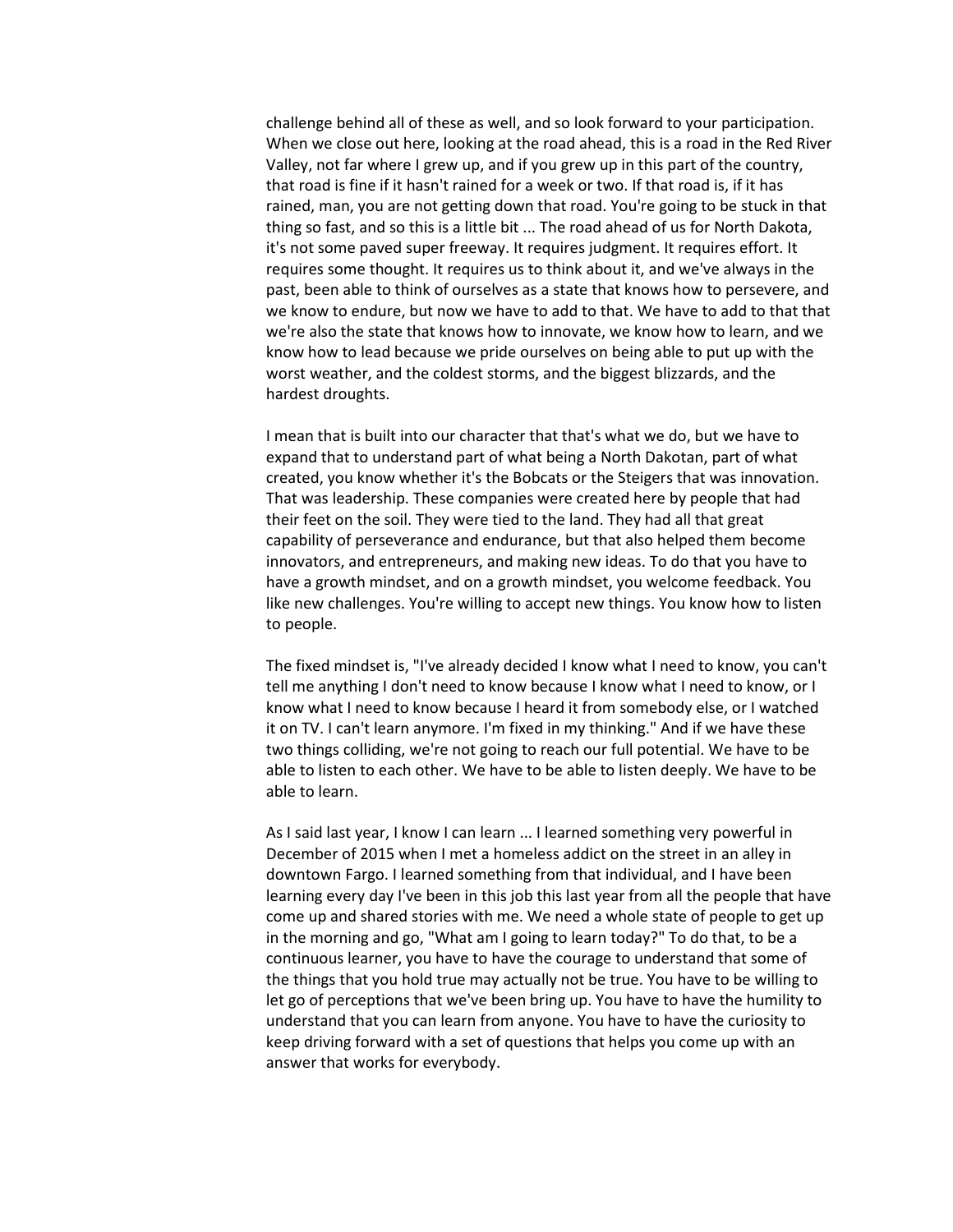challenge behind all of these as well, and so look forward to your participation. When we close out here, looking at the road ahead, this is a road in the Red River Valley, not far where I grew up, and if you grew up in this part of the country, that road is fine if it hasn't rained for a week or two. If that road is, if it has rained, man, you are not getting down that road. You're going to be stuck in that thing so fast, and so this is a little bit ... The road ahead of us for North Dakota, it's not some paved super freeway. It requires judgment. It requires effort. It requires some thought. It requires us to think about it, and we've always in the past, been able to think of ourselves as a state that knows how to persevere, and we know to endure, but now we have to add to that. We have to add to that that we're also the state that knows how to innovate, we know how to learn, and we know how to lead because we pride ourselves on being able to put up with the worst weather, and the coldest storms, and the biggest blizzards, and the hardest droughts.

I mean that is built into our character that that's what we do, but we have to expand that to understand part of what being a North Dakotan, part of what created, you know whether it's the Bobcats or the Steigers that was innovation. That was leadership. These companies were created here by people that had their feet on the soil. They were tied to the land. They had all that great capability of perseverance and endurance, but that also helped them become innovators, and entrepreneurs, and making new ideas. To do that you have to have a growth mindset, and on a growth mindset, you welcome feedback. You like new challenges. You're willing to accept new things. You know how to listen to people.

The fixed mindset is, "I've already decided I know what I need to know, you can't tell me anything I don't need to know because I know what I need to know, or I know what I need to know because I heard it from somebody else, or I watched it on TV. I can't learn anymore. I'm fixed in my thinking." And if we have these two things colliding, we're not going to reach our full potential. We have to be able to listen to each other. We have to be able to listen deeply. We have to be able to learn.

As I said last year, I know I can learn ... I learned something very powerful in December of 2015 when I met a homeless addict on the street in an alley in downtown Fargo. I learned something from that individual, and I have been learning every day I've been in this job this last year from all the people that have come up and shared stories with me. We need a whole state of people to get up in the morning and go, "What am I going to learn today?" To do that, to be a continuous learner, you have to have the courage to understand that some of the things that you hold true may actually not be true. You have to be willing to let go of perceptions that we've been bring up. You have to have the humility to understand that you can learn from anyone. You have to have the curiosity to keep driving forward with a set of questions that helps you come up with an answer that works for everybody.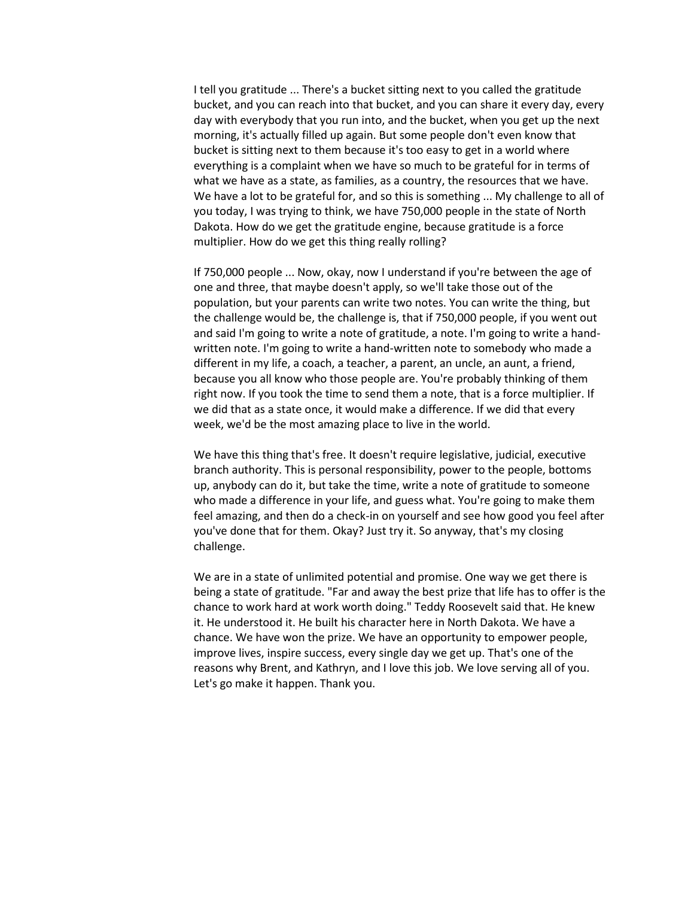I tell you gratitude ... There's a bucket sitting next to you called the gratitude bucket, and you can reach into that bucket, and you can share it every day, every day with everybody that you run into, and the bucket, when you get up the next morning, it's actually filled up again. But some people don't even know that bucket is sitting next to them because it's too easy to get in a world where everything is a complaint when we have so much to be grateful for in terms of what we have as a state, as families, as a country, the resources that we have. We have a lot to be grateful for, and so this is something ... My challenge to all of you today, I was trying to think, we have 750,000 people in the state of North Dakota. How do we get the gratitude engine, because gratitude is a force multiplier. How do we get this thing really rolling?

If 750,000 people ... Now, okay, now I understand if you're between the age of one and three, that maybe doesn't apply, so we'll take those out of the population, but your parents can write two notes. You can write the thing, but the challenge would be, the challenge is, that if 750,000 people, if you went out and said I'm going to write a note of gratitude, a note. I'm going to write a hand-written note. I'm going to write a hand-written note to somebody who made a different in my life, a coach, a teacher, a parent, an uncle, an aunt, a friend, because you all know who those people are. You're probably thinking of them right now. If you took the time to send them a note, that is a force multiplier. If we did that as a state once, it would make a difference. If we did that every week, we'd be the most amazing place to live in the world.

We have this thing that's free. It doesn't require legislative, judicial, executive branch authority. This is personal responsibility, power to the people, bottoms up, anybody can do it, but take the time, write a note of gratitude to someone who made a difference in your life, and guess what. You're going to make them feel amazing, and then do a check-in on yourself and see how good you feel after you've done that for them. Okay? Just try it. So anyway, that's my closing challenge.

We are in a state of unlimited potential and promise. One way we get there is being a state of gratitude. "Far and away the best prize that life has to offer is the chance to work hard at work worth doing." Teddy Roosevelt said that. He knew it. He understood it. He built his character here in North Dakota. We have a chance. We have won the prize. We have an opportunity to empower people, improve lives, inspire success, every single day we get up. That's one of the reasons why Brent, and Kathryn, and I love this job. We love serving all of you. Let's go make it happen. Thank you.